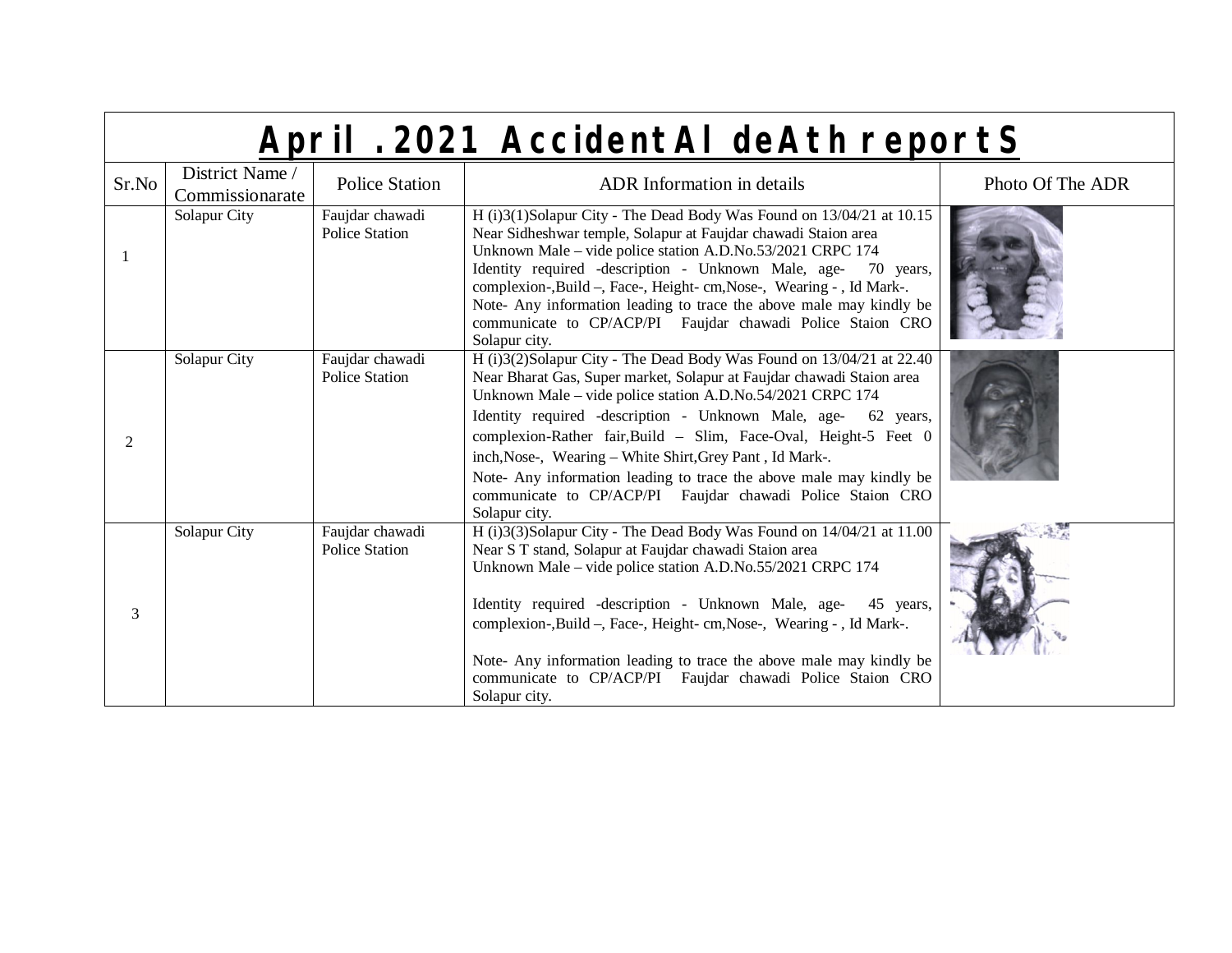# April .2021 AccidentAl deAth reportS

| Sr.No | District Name / Commissionarate | Police Station | ADR Information in details | Photo Of The ADR |
|---|---|---|---|---|
| 1 | Solapur City | Faujdar chawadi Police Station | H (i)3(1)Solapur City - The Dead Body Was Found on 13/04/21 at 10.15 Near Sidheshwar temple, Solapur at Faujdar chawadi Staion area Unknown Male – vide police station A.D.No.53/2021 CRPC 174 Identity required -description - Unknown Male, age- 70 years, complexion-,Build –, Face-, Height- cm,Nose-, Wearing - , Id Mark-. Note- Any information leading to trace the above male may kindly be communicate to CP/ACP/PI Faujdar chawadi Police Staion CRO Solapur city. | |
| 2 | Solapur City | Faujdar chawadi Police Station | H (i)3(2)Solapur City - The Dead Body Was Found on 13/04/21 at 22.40 Near Bharat Gas, Super market, Solapur at Faujdar chawadi Staion area Unknown Male – vide police station A.D.No.54/2021 CRPC 174 Identity required -description - Unknown Male, age- 62 years, complexion-Rather fair,Build – Slim, Face-Oval, Height-5 Feet 0 inch,Nose-, Wearing – White Shirt,Grey Pant , Id Mark-. Note- Any information leading to trace the above male may kindly be communicate to CP/ACP/PI Faujdar chawadi Police Staion CRO Solapur city. | |
| 3 | Solapur City | Faujdar chawadi Police Station | H (i)3(3)Solapur City - The Dead Body Was Found on 14/04/21 at 11.00 Near S T stand, Solapur at Faujdar chawadi Staion area Unknown Male – vide police station A.D.No.55/2021 CRPC 174 Identity required -description - Unknown Male, age- 45 years, complexion-,Build –, Face-, Height- cm,Nose-, Wearing - , Id Mark-. Note- Any information leading to trace the above male may kindly be communicate to CP/ACP/PI Faujdar chawadi Police Staion CRO Solapur city. | |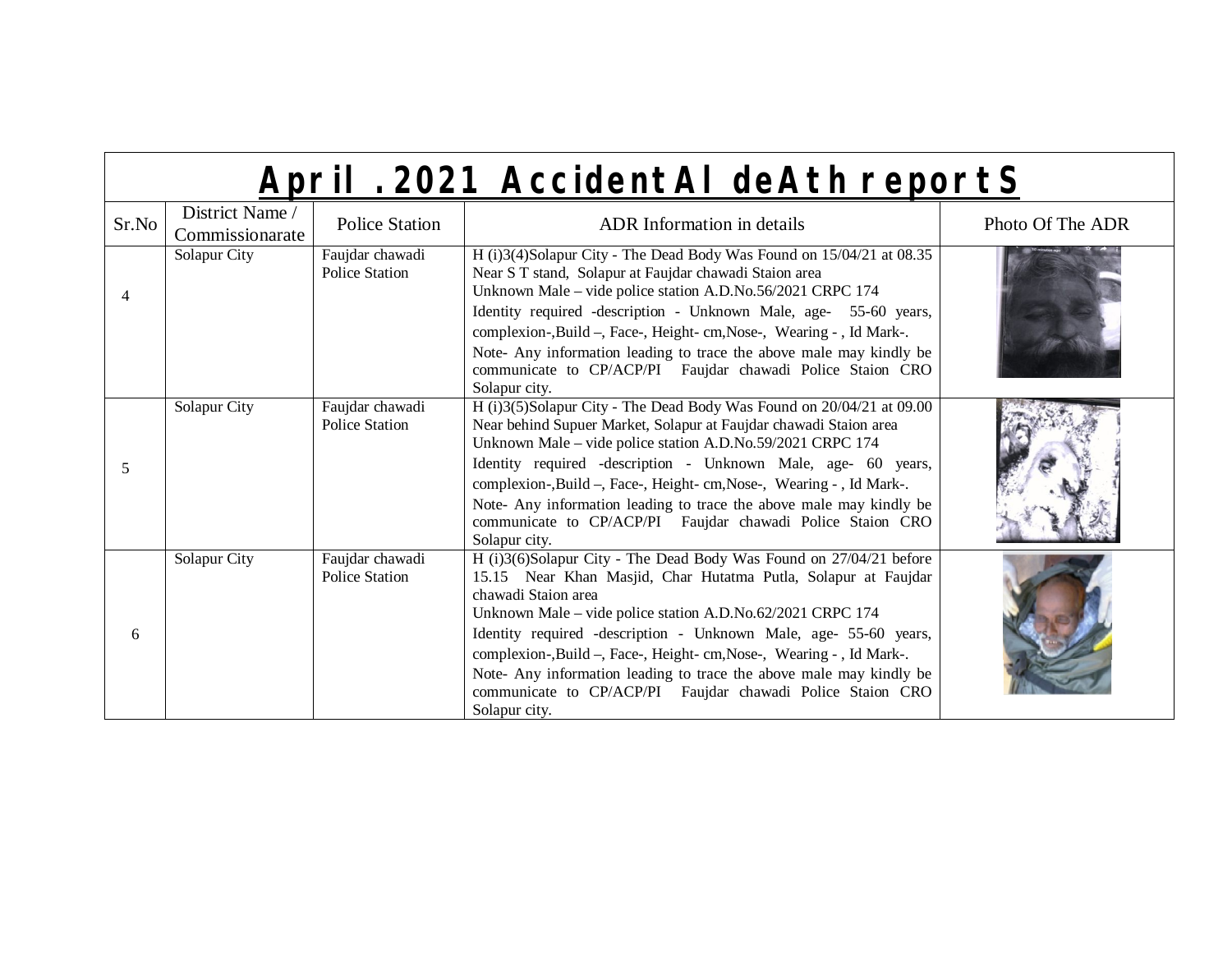| April .2021 AccidentAl deAth reportS | | | | |
|---|---|---|---|---|
| Sr.No | District Name / Commissionarate | Police Station | ADR Information in details | Photo Of The ADR |
| 4 | Solapur City | Faujdar chawadi Police Station | H (i)3(4)Solapur City - The Dead Body Was Found on 15/04/21 at 08.35 Near S T stand, Solapur at Faujdar chawadi Staion area<br>Unknown Male – vide police station A.D.No.56/2021 CRPC 174<br>Identity required -description - Unknown Male, age- 55-60 years, complexion-,Build –, Face-, Height- cm,Nose-, Wearing - , Id Mark-.<br>Note- Any information leading to trace the above male may kindly be communicate to CP/ACP/PI Faujdar chawadi Police Staion CRO Solapur city. | |
| 5 | Solapur City | Faujdar chawadi Police Station | H (i)3(5)Solapur City - The Dead Body Was Found on 20/04/21 at 09.00 Near behind Supuer Market, Solapur at Faujdar chawadi Staion area<br>Unknown Male – vide police station A.D.No.59/2021 CRPC 174<br>Identity required -description - Unknown Male, age- 60 years, complexion-,Build –, Face-, Height- cm,Nose-, Wearing - , Id Mark-.<br>Note- Any information leading to trace the above male may kindly be communicate to CP/ACP/PI Faujdar chawadi Police Staion CRO Solapur city. | |
| 6 | Solapur City | Faujdar chawadi Police Station | H (i)3(6)Solapur City - The Dead Body Was Found on 27/04/21 before 15.15 Near Khan Masjid, Char Hutatma Putla, Solapur at Faujdar chawadi Staion area<br>Unknown Male – vide police station A.D.No.62/2021 CRPC 174<br>Identity required -description - Unknown Male, age- 55-60 years, complexion-,Build –, Face-, Height- cm,Nose-, Wearing - , Id Mark-.<br>Note- Any information leading to trace the above male may kindly be communicate to CP/ACP/PI Faujdar chawadi Police Staion CRO Solapur city. | |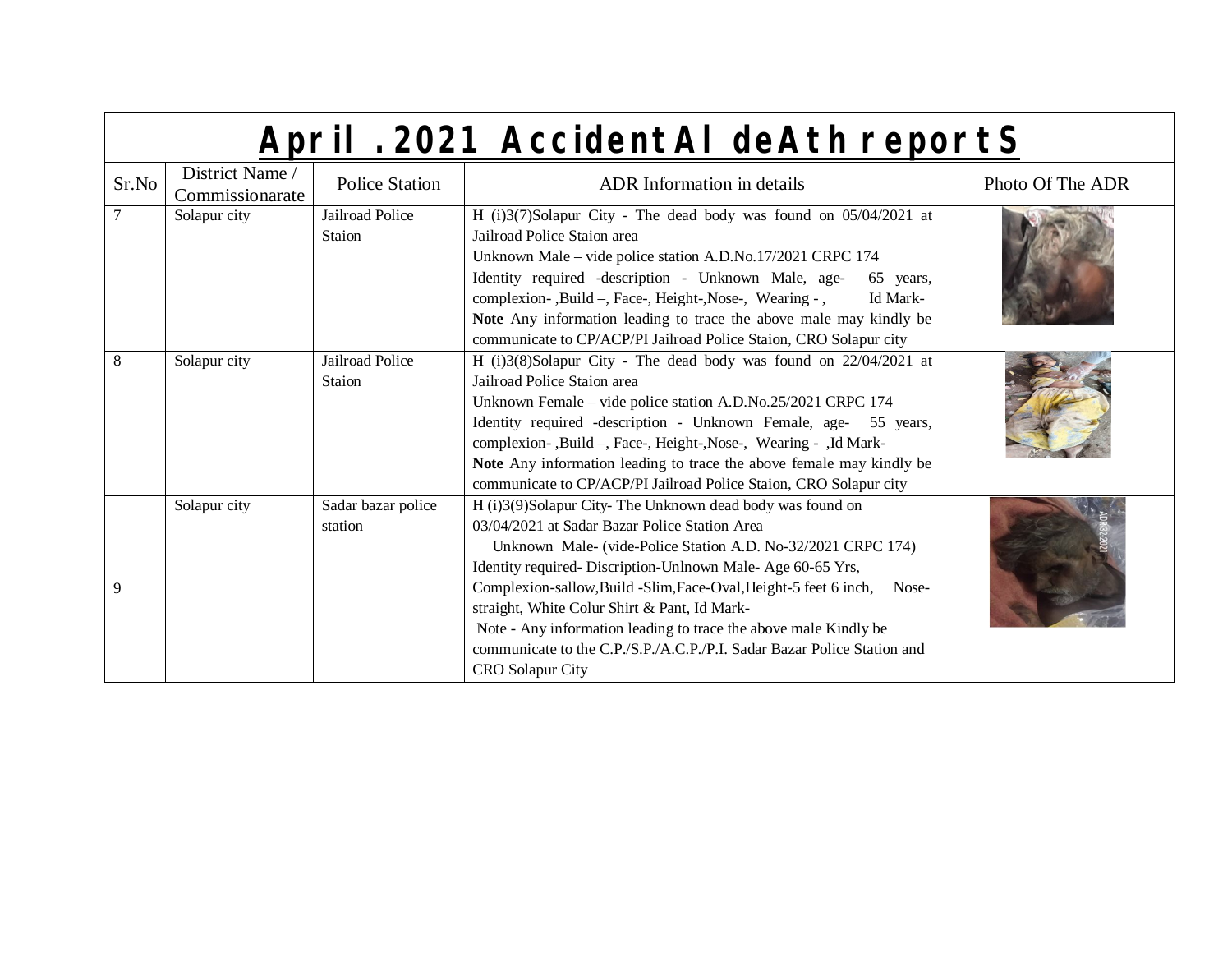# April .2021 AccidentAl deAth reportS

| Sr.No | District Name / Commissionarate | Police Station | ADR Information in details | Photo Of The ADR |
|---|---|---|---|---|
| 7 | Solapur city | Jailroad Police Staion | H (i)3(7)Solapur City - The dead body was found on 05/04/2021 at Jailroad Police Staion area<br>Unknown Male – vide police station A.D.No.17/2021 CRPC 174<br>Identity required -description - Unknown Male, age- 65 years, complexion- ,Build –, Face-, Height-,Nose-, Wearing - , Id Mark-<br>**Note** Any information leading to trace the above male may kindly be communicate to CP/ACP/PI Jailroad Police Staion, CRO Solapur city | |
| 8 | Solapur city | Jailroad Police Staion | H (i)3(8)Solapur City - The dead body was found on 22/04/2021 at Jailroad Police Staion area<br>Unknown Female – vide police station A.D.No.25/2021 CRPC 174<br>Identity required -description - Unknown Female, age- 55 years, complexion- ,Build –, Face-, Height-,Nose-, Wearing - ,Id Mark-<br>**Note** Any information leading to trace the above female may kindly be communicate to CP/ACP/PI Jailroad Police Staion, CRO Solapur city | |
| 9 | Solapur city | Sadar bazar police station | H (i)3(9)Solapur City- The Unknown dead body was found on 03/04/2021 at Sadar Bazar Police Station Area<br>Unknown Male- (vide-Police Station A.D. No-32/2021 CRPC 174)<br>Identity required- Discription-Unlnown Male- Age 60-65 Yrs, Complexion-sallow,Build -Slim,Face-Oval,Height-5 feet 6 inch, Nose-straight, White Colur Shirt & Pant, Id Mark-<br>Note - Any information leading to trace the above male Kindly be communicate to the C.P./S.P./A.C.P./P.I. Sadar Bazar Police Station and CRO Solapur City | |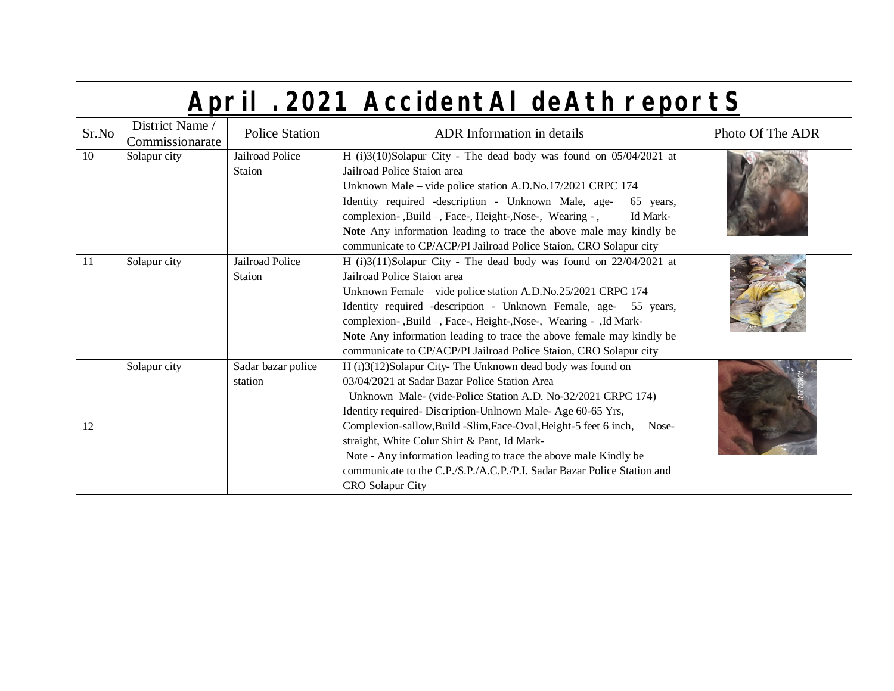# April .2021 AccidentAl deAth reportS

| Sr.No | District Name / Commissionarate | Police Station | ADR Information in details | Photo Of The ADR |
|---|---|---|---|---|
| 10 | Solapur city | Jailroad Police Staion | H (i)3(10)Solapur City - The dead body was found on 05/04/2021 at Jailroad Police Staion area<br>Unknown Male – vide police station A.D.No.17/2021 CRPC 174<br>Identity required -description - Unknown Male, age- 65 years, complexion- ,Build –, Face-, Height-,Nose-, Wearing - , Id Mark-<br>**Note** Any information leading to trace the above male may kindly be communicate to CP/ACP/PI Jailroad Police Staion, CRO Solapur city | |
| 11 | Solapur city | Jailroad Police Staion | H (i)3(11)Solapur City - The dead body was found on 22/04/2021 at Jailroad Police Staion area<br>Unknown Female – vide police station A.D.No.25/2021 CRPC 174<br>Identity required -description - Unknown Female, age- 55 years, complexion- ,Build –, Face-, Height-,Nose-, Wearing - ,Id Mark-<br>**Note** Any information leading to trace the above female may kindly be communicate to CP/ACP/PI Jailroad Police Staion, CRO Solapur city | |
| 12 | Solapur city | Sadar bazar police station | H (i)3(12)Solapur City- The Unknown dead body was found on 03/04/2021 at Sadar Bazar Police Station Area<br>Unknown Male- (vide-Police Station A.D. No-32/2021 CRPC 174)<br>Identity required- Discription-Unlnown Male- Age 60-65 Yrs, Complexion-sallow,Build -Slim,Face-Oval,Height-5 feet 6 inch, Nose-straight, White Colur Shirt & Pant, Id Mark-<br>Note - Any information leading to trace the above male Kindly be communicate to the C.P./S.P./A.C.P./P.I. Sadar Bazar Police Station and CRO Solapur City | |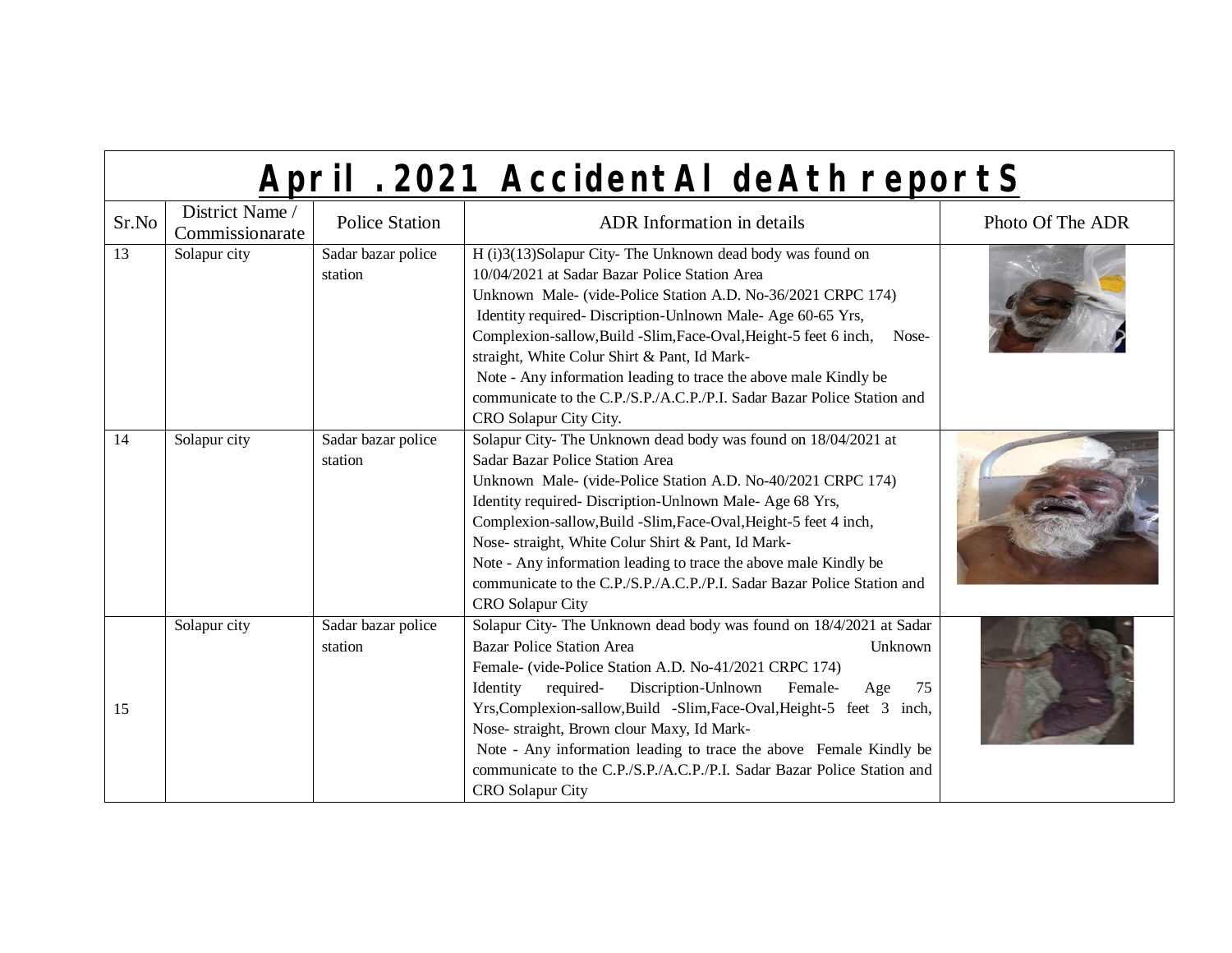# April .2021 AccidentAl deAth reportS

| Sr.No | District Name / Commissionarate | Police Station | ADR Information in details | Photo Of The ADR |
|---|---|---|---|---|
| 13 | Solapur city | Sadar bazar police station | H (i)3(13)Solapur City- The Unknown dead body was found on 10/04/2021 at Sadar Bazar Police Station Area Unknown Male- (vide-Police Station A.D. No-36/2021 CRPC 174) Identity required- Discription-Unlnown Male- Age 60-65 Yrs, Complexion-sallow,Build -Slim,Face-Oval,Height-5 feet 6 inch, Nose-straight, White Colur Shirt & Pant, Id Mark- Note - Any information leading to trace the above male Kindly be communicate to the C.P./S.P./A.C.P./P.I. Sadar Bazar Police Station and CRO Solapur City City. | |
| 14 | Solapur city | Sadar bazar police station | Solapur City- The Unknown dead body was found on 18/04/2021 at Sadar Bazar Police Station Area Unknown Male- (vide-Police Station A.D. No-40/2021 CRPC 174) Identity required- Discription-Unlnown Male- Age 68 Yrs, Complexion-sallow,Build -Slim,Face-Oval,Height-5 feet 4 inch, Nose- straight, White Colur Shirt & Pant, Id Mark- Note - Any information leading to trace the above male Kindly be communicate to the C.P./S.P./A.C.P./P.I. Sadar Bazar Police Station and CRO Solapur City | |
| 15 | Solapur city | Sadar bazar police station | Solapur City- The Unknown dead body was found on 18/4/2021 at Sadar Bazar Police Station Area Unknown Female- (vide-Police Station A.D. No-41/2021 CRPC 174) Identity required- Discription-Unlnown Female- Age 75 Yrs,Complexion-sallow,Build -Slim,Face-Oval,Height-5 feet 3 inch, Nose- straight, Brown clour Maxy, Id Mark- Note - Any information leading to trace the above Female Kindly be communicate to the C.P./S.P./A.C.P./P.I. Sadar Bazar Police Station and CRO Solapur City | |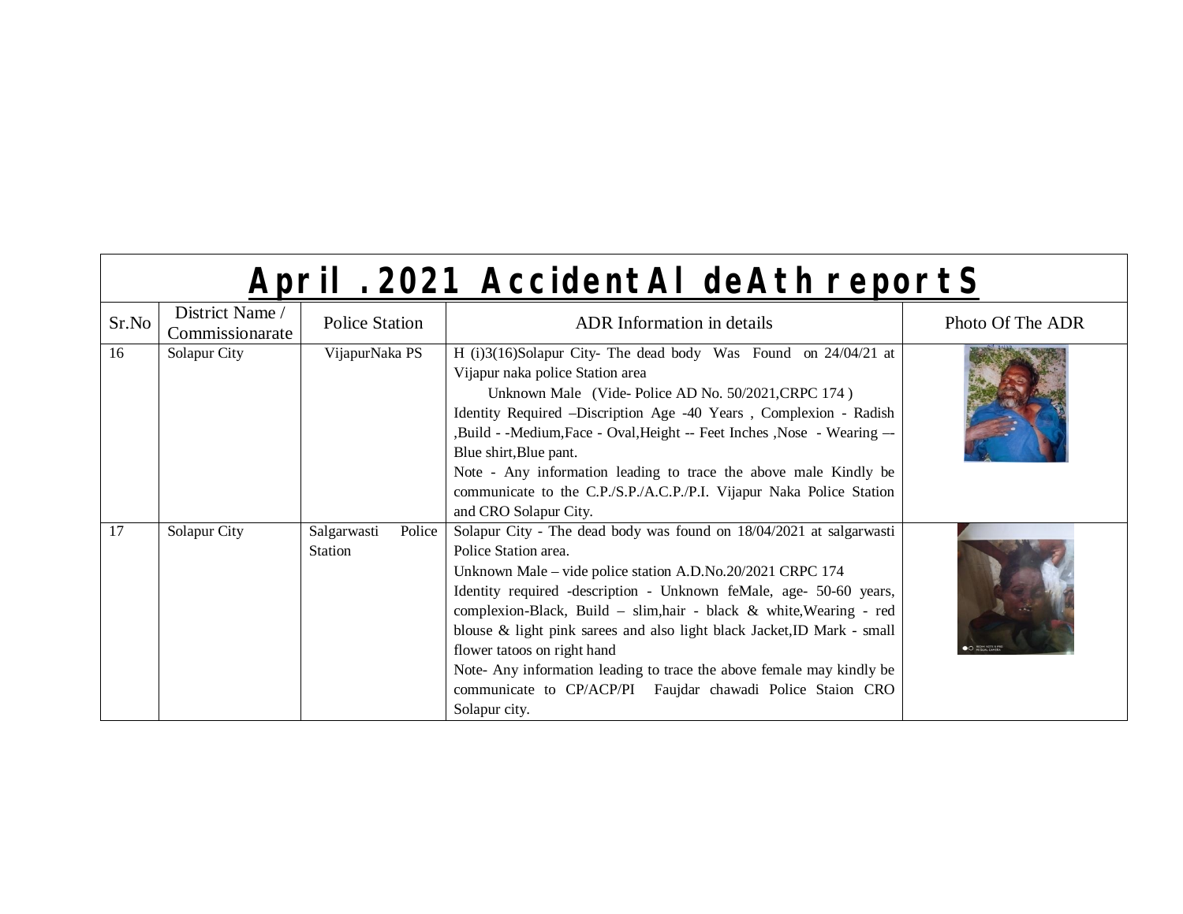# April .2021 AccidentAl deAth reportS

| Sr.No | District Name / Commissionarate | Police Station | ADR Information in details | Photo Of The ADR |
|---|---|---|---|---|
| 16 | Solapur City | VijapurNaka PS | H (i)3(16)Solapur City- The dead body Was Found on 24/04/21 at Vijapur naka police Station area<br>Unknown Male (Vide- Police AD No. 50/2021,CRPC 174 )<br>Identity Required –Discription Age -40 Years , Complexion - Radish ,Build - -Medium,Face - Oval,Height -- Feet Inches ,Nose - Wearing –- Blue shirt,Blue pant.<br>Note - Any information leading to trace the above male Kindly be communicate to the C.P./S.P./A.C.P./P.I. Vijapur Naka Police Station and CRO Solapur City. | |
| 17 | Solapur City | Salgarwasti Police Station | Solapur City - The dead body was found on 18/04/2021 at salgarwasti Police Station area.<br>Unknown Male – vide police station A.D.No.20/2021 CRPC 174<br>Identity required -description - Unknown feMale, age- 50-60 years, complexion-Black, Build – slim,hair - black & white,Wearing - red blouse & light pink sarees and also light black Jacket,ID Mark - small flower tatoos on right hand<br>Note- Any information leading to trace the above female may kindly be communicate to CP/ACP/PI Faujdar chawadi Police Staion CRO Solapur city. | |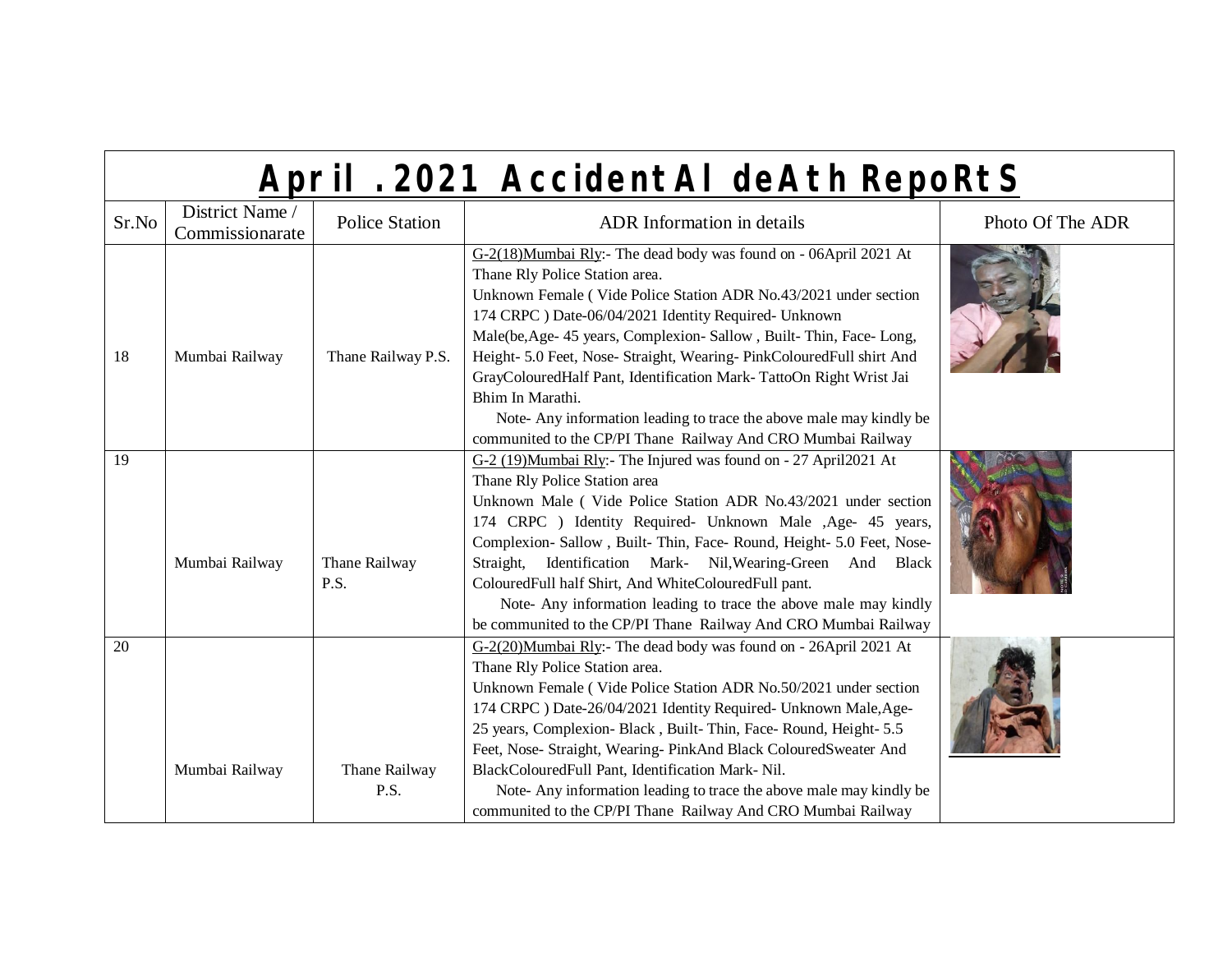# April .2021 AccidentAl deAth RepoRtS

| Sr.No | District Name / Commissionarate | Police Station | ADR Information in details | Photo Of The ADR |
|---|---|---|---|---|
| 18 | Mumbai Railway | Thane Railway P.S. | G-2(18)Mumbai Rly:- The dead body was found on - 06April 2021 At Thane Rly Police Station area. Unknown Female ( Vide Police Station ADR No.43/2021 under section 174 CRPC ) Date-06/04/2021 Identity Required- Unknown Male(be,Age- 45 years, Complexion- Sallow , Built- Thin, Face- Long, Height- 5.0 Feet, Nose- Straight, Wearing- PinkColouredFull shirt And GrayColouredHalf Pant, Identification Mark- TattoOn Right Wrist Jai Bhim In Marathi. Note- Any information leading to trace the above male may kindly be communited to the CP/PI Thane Railway And CRO Mumbai Railway | |
| 19 | Mumbai Railway | Thane Railway P.S. | G-2 (19)Mumbai Rly:- The Injured was found on - 27 April2021 At Thane Rly Police Station area Unknown Male ( Vide Police Station ADR No.43/2021 under section 174 CRPC ) Identity Required- Unknown Male ,Age- 45 years, Complexion- Sallow , Built- Thin, Face- Round, Height- 5.0 Feet, Nose- Straight, Identification Mark- Nil,Wearing-Green And Black ColouredFull half Shirt, And WhiteColouredFull pant. Note- Any information leading to trace the above male may kindly be communited to the CP/PI Thane Railway And CRO Mumbai Railway | |
| 20 | Mumbai Railway | Thane Railway P.S. | G-2(20)Mumbai Rly:- The dead body was found on - 26April 2021 At Thane Rly Police Station area. Unknown Female ( Vide Police Station ADR No.50/2021 under section 174 CRPC ) Date-26/04/2021 Identity Required- Unknown Male,Age- 25 years, Complexion- Black , Built- Thin, Face- Round, Height- 5.5 Feet, Nose- Straight, Wearing- PinkAnd Black ColouredSweater And BlackColouredFull Pant, Identification Mark- Nil. Note- Any information leading to trace the above male may kindly be communited to the CP/PI Thane Railway And CRO Mumbai Railway | |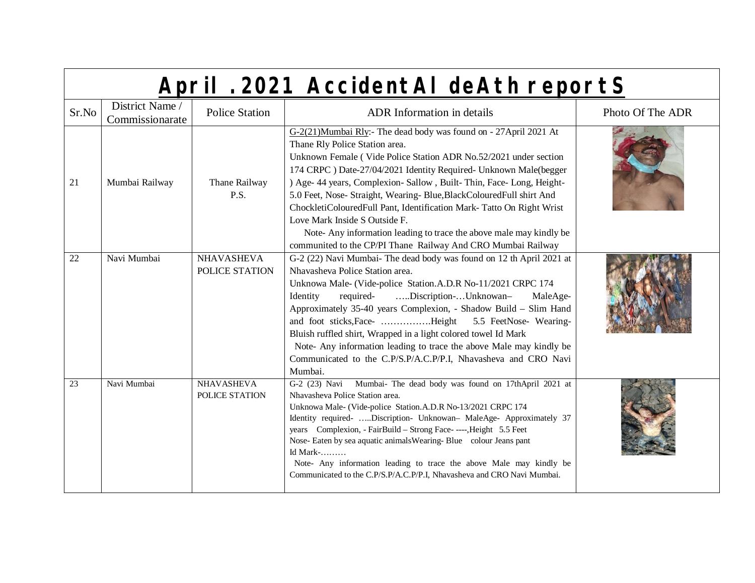# April .2021 AccidentAl deAth reportS

| Sr.No | District Name / Commissionarate | Police Station | ADR Information in details | Photo Of The ADR |
|---|---|---|---|---|
| 21 | Mumbai Railway | Thane Railway P.S. | G-2(21)Mumbai Rly:- The dead body was found on - 27April 2021 At Thane Rly Police Station area. Unknown Female ( Vide Police Station ADR No.52/2021 under section 174 CRPC ) Date-27/04/2021 Identity Required- Unknown Male(begger ) Age- 44 years, Complexion- Sallow , Built- Thin, Face- Long, Height- 5.0 Feet, Nose- Straight, Wearing- Blue,BlackColouredFull shirt And ChockletiColouredFull Pant, Identification Mark- Tatto On Right Wrist Love Mark Inside S Outside F. Note- Any information leading to trace the above male may kindly be communited to the CP/PI Thane Railway And CRO Mumbai Railway | |
| 22 | Navi Mumbai | NHAVASHEVA POLICE STATION | G-2 (22) Navi Mumbai- The dead body was found on 12 th April 2021 at Nhavasheva Police Station area. Unknowa Male- (Vide-police Station.A.D.R No-11/2021 CRPC 174 Identity required- …..Discription-…Unknowan– MaleAge- Approximately 35-40 years Complexion, - Shadow Build – Slim Hand and foot sticks,Face- …………….Height 5.5 FeetNose- Wearing- Bluish ruffled shirt, Wrapped in a light colored towel Id Mark Note- Any information leading to trace the above Male may kindly be Communicated to the C.P/S.P/A.C.P/P.I, Nhavasheva and CRO Navi Mumbai. | |
| 23 | Navi Mumbai | NHAVASHEVA POLICE STATION | G-2 (23) Navi Mumbai- The dead body was found on 17thApril 2021 at Nhavasheva Police Station area. Unknowa Male- (Vide-police Station.A.D.R No-13/2021 CRPC 174 Identity required- …..Discription- Unknowan– MaleAge- Approximately 37 years Complexion, - FairBuild – Strong Face- ----,Height 5.5 Feet Nose- Eaten by sea aquatic animalsWearing- Blue colour Jeans pant Id Mark-……… Note- Any information leading to trace the above Male may kindly be Communicated to the C.P/S.P/A.C.P/P.I, Nhavasheva and CRO Navi Mumbai. | |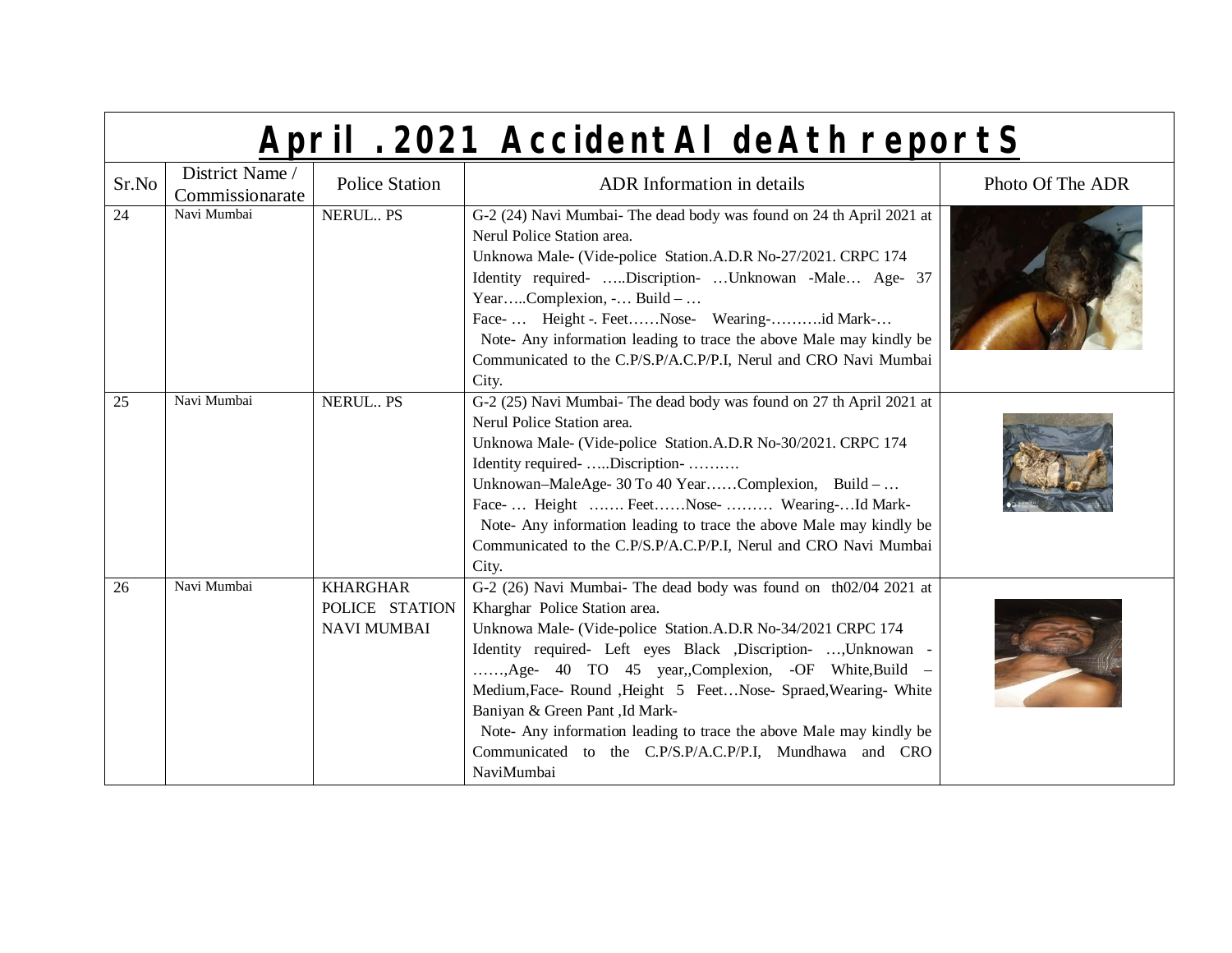# April .2021 AccidentAl deAth reportS

| Sr.No | District Name / Commissionarate | Police Station | ADR Information in details | Photo Of The ADR |
|---|---|---|---|---|
| 24 | Navi Mumbai | NERUL.. PS | G-2 (24) Navi Mumbai- The dead body was found on 24 th April 2021 at Nerul Police Station area.<br>Unknowa Male- (Vide-police Station.A.D.R No-27/2021. CRPC 174<br>Identity required- …..Discription- …Unknowan -Male… Age- 37 Year…..Complexion, -… Build – …<br>Face- … Height -. Feet……Nose- Wearing-……….id Mark-…<br>Note- Any information leading to trace the above Male may kindly be Communicated to the C.P/S.P/A.C.P/P.I, Nerul and CRO Navi Mumbai City. | |
| 25 | Navi Mumbai | NERUL.. PS | G-2 (25) Navi Mumbai- The dead body was found on 27 th April 2021 at Nerul Police Station area.<br>Unknowa Male- (Vide-police Station.A.D.R No-30/2021. CRPC 174<br>Identity required- …..Discription- ……….<br>Unknowan–MaleAge- 30 To 40 Year……Complexion, Build – …<br>Face- … Height ……. Feet……Nose- ……… Wearing-…Id Mark-<br>Note- Any information leading to trace the above Male may kindly be Communicated to the C.P/S.P/A.C.P/P.I, Nerul and CRO Navi Mumbai City. | |
| 26 | Navi Mumbai | KHARGHAR POLICE STATION NAVI MUMBAI | G-2 (26) Navi Mumbai- The dead body was found on th02/04 2021 at Kharghar Police Station area.<br>Unknowa Male- (Vide-police Station.A.D.R No-34/2021 CRPC 174<br>Identity required- Left eyes Black ,Discription- …,Unknowan - ……,Age- 40 TO 45 year,,Complexion, -OF White,Build – Medium,Face- Round ,Height 5 Feet…Nose- Spraed,Wearing- White Baniyan & Green Pant ,Id Mark-<br>Note- Any information leading to trace the above Male may kindly be Communicated to the C.P/S.P/A.C.P/P.I, Mundhawa and CRO NaviMumbai | |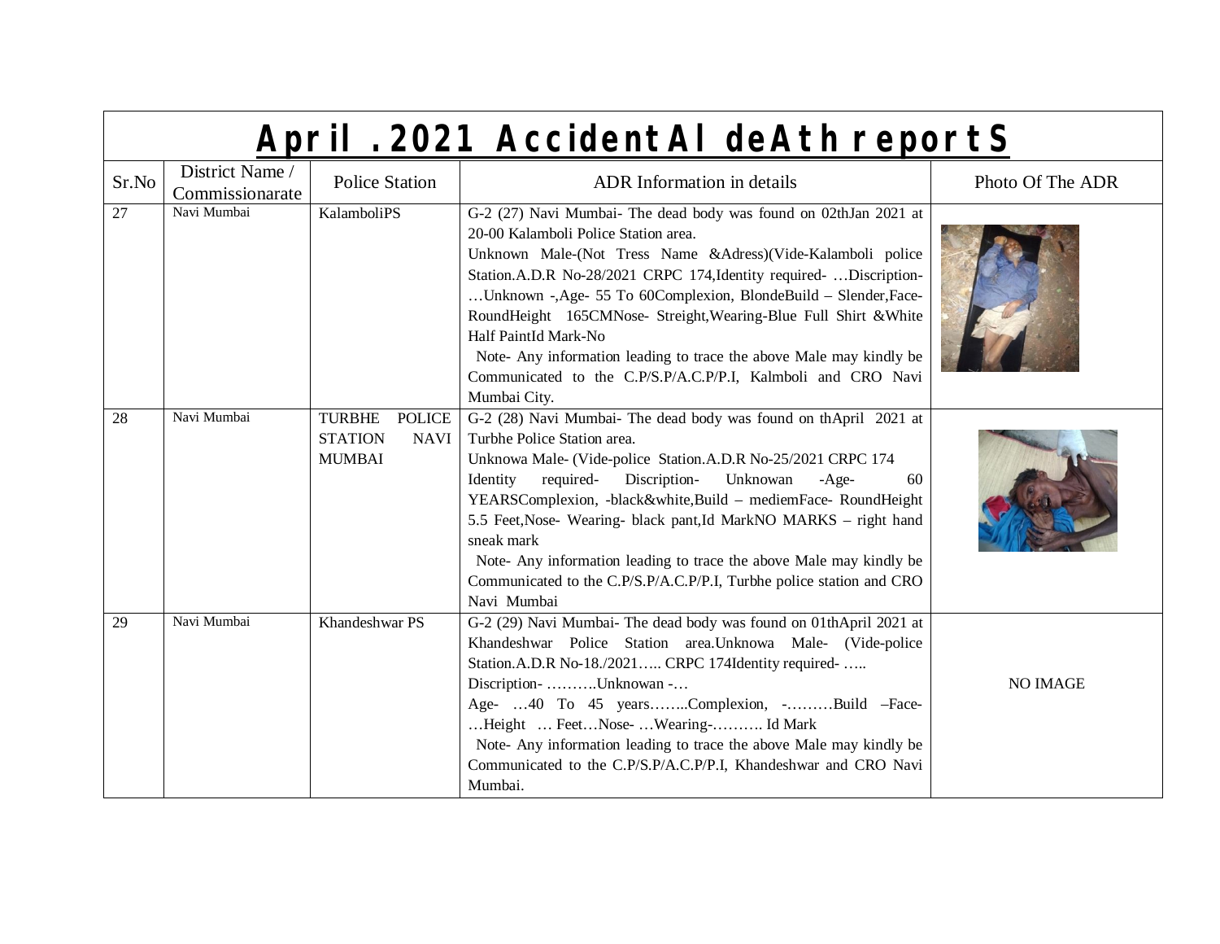# April .2021 AccidentAl deAth reportS

| Sr.No | District Name / Commissionarate | Police Station | ADR Information in details | Photo Of The ADR |
|---|---|---|---|---|
| 27 | Navi Mumbai | KalamboliPS | G-2 (27) Navi Mumbai- The dead body was found on 02thJan 2021 at 20-00 Kalamboli Police Station area.<br>Unknown Male-(Not Tress Name &Adress)(Vide-Kalamboli police Station.A.D.R No-28/2021 CRPC 174,Identity required- …Discription- …Unknown -,Age- 55 To 60Complexion, BlondeBuild – Slender,Face-RoundHeight 165CMNose- Streight,Wearing-Blue Full Shirt &White Half PaintId Mark-No<br>Note- Any information leading to trace the above Male may kindly be Communicated to the C.P/S.P/A.C.P/P.I, Kalmboli and CRO Navi Mumbai City. | |
| 28 | Navi Mumbai | TURBHE POLICE STATION NAVI MUMBAI | G-2 (28) Navi Mumbai- The dead body was found on thApril 2021 at Turbhe Police Station area.<br>Unknowa Male- (Vide-police Station.A.D.R No-25/2021 CRPC 174 Identity required- Discription- Unknowan -Age- 60 YEARSComplexion, -black&white,Build – mediemFace- RoundHeight 5.5 Feet,Nose- Wearing- black pant,Id MarkNO MARKS – right hand sneak mark<br>Note- Any information leading to trace the above Male may kindly be Communicated to the C.P/S.P/A.C.P/P.I, Turbhe police station and CRO Navi Mumbai | |
| 29 | Navi Mumbai | Khandeshwar PS | G-2 (29) Navi Mumbai- The dead body was found on 01thApril 2021 at Khandeshwar Police Station area.Unknowa Male- (Vide-police Station.A.D.R No-18./2021….. CRPC 174Identity required- …..<br>Discription- ……….Unknowan -…<br>Age- …40 To 45 years……..Complexion, -………Build –Face- …Height … Feet…Nose- …Wearing-………. Id Mark<br>Note- Any information leading to trace the above Male may kindly be Communicated to the C.P/S.P/A.C.P/P.I, Khandeshwar and CRO Navi Mumbai. | NO IMAGE |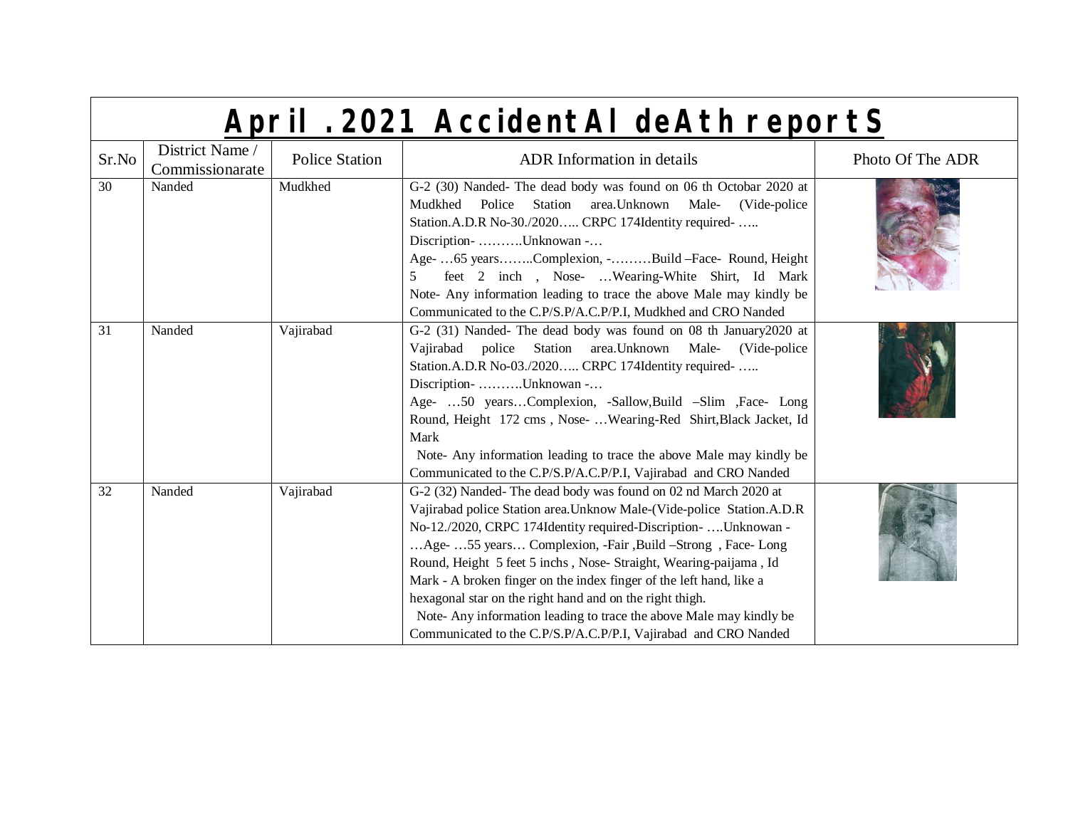# April .2021 AccidentAl deAth reportS

| Sr.No | District Name / Commissionarate | Police Station | ADR Information in details | Photo Of The ADR |
|---|---|---|---|---|
| 30 | Nanded | Mudkhed | G-2 (30) Nanded- The dead body was found on 06 th Octobar 2020 at Mudkhed Police Station area.Unknown Male- (Vide-police Station.A.D.R No-30./2020….. CRPC 174Identity required- ….. Discription- ……….Unknowan -… Age- …65 years……..Complexion, -………Build –Face- Round, Height 5 feet 2 inch , Nose- …Wearing-White Shirt, Id Mark Note- Any information leading to trace the above Male may kindly be Communicated to the C.P/S.P/A.C.P/P.I, Mudkhed and CRO Nanded | |
| 31 | Nanded | Vajirabad | G-2 (31) Nanded- The dead body was found on 08 th January2020 at Vajirabad police Station area.Unknown Male- (Vide-police Station.A.D.R No-03./2020….. CRPC 174Identity required- ….. Discription- ……….Unknowan -… Age- …50 years…Complexion, -Sallow,Build –Slim ,Face- Long Round, Height 172 cms , Nose- …Wearing-Red Shirt,Black Jacket, Id Mark Note- Any information leading to trace the above Male may kindly be Communicated to the C.P/S.P/A.C.P/P.I, Vajirabad and CRO Nanded | |
| 32 | Nanded | Vajirabad | G-2 (32) Nanded- The dead body was found on 02 nd March 2020 at Vajirabad police Station area.Unknow Male-(Vide-police Station.A.D.R No-12./2020, CRPC 174Identity required-Discription- ….Unknowan - …Age- …55 years… Complexion, -Fair ,Build –Strong , Face- Long Round, Height 5 feet 5 inchs , Nose- Straight, Wearing-paijama , Id Mark - A broken finger on the index finger of the left hand, like a hexagonal star on the right hand and on the right thigh. Note- Any information leading to trace the above Male may kindly be Communicated to the C.P/S.P/A.C.P/P.I, Vajirabad and CRO Nanded | |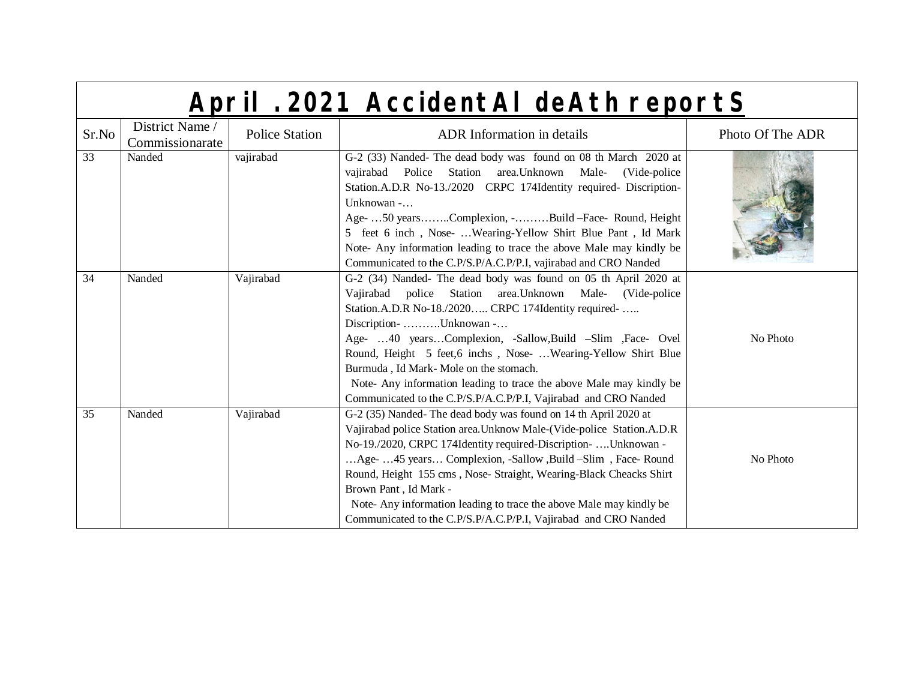# April .2021 AccidentAl deAth reportS

| Sr.No | District Name / Commissionarate | Police Station | ADR Information in details | Photo Of The ADR |
|---|---|---|---|---|
| 33 | Nanded | vajirabad | G-2 (33) Nanded- The dead body was found on 08 th March 2020 at vajirabad Police Station area.Unknown Male- (Vide-police Station.A.D.R No-13./2020 CRPC 174Identity required- Discription- Unknowan -… Age- …50 years……..Complexion, -………Build –Face- Round, Height 5 feet 6 inch , Nose- …Wearing-Yellow Shirt Blue Pant , Id Mark Note- Any information leading to trace the above Male may kindly be Communicated to the C.P/S.P/A.C.P/P.I, vajirabad and CRO Nanded | |
| 34 | Nanded | Vajirabad | G-2 (34) Nanded- The dead body was found on 05 th April 2020 at Vajirabad police Station area.Unknown Male- (Vide-police Station.A.D.R No-18./2020….. CRPC 174Identity required- ….. Discription- ……….Unknowan -… Age- …40 years…Complexion, -Sallow,Build –Slim ,Face- Ovel Round, Height 5 feet,6 inchs , Nose- …Wearing-Yellow Shirt Blue Burmuda , Id Mark- Mole on the stomach. Note- Any information leading to trace the above Male may kindly be Communicated to the C.P/S.P/A.C.P/P.I, Vajirabad and CRO Nanded | No Photo |
| 35 | Nanded | Vajirabad | G-2 (35) Nanded- The dead body was found on 14 th April 2020 at Vajirabad police Station area.Unknow Male-(Vide-police Station.A.D.R No-19./2020, CRPC 174Identity required-Discription- ….Unknowan -…Age- …45 years… Complexion, -Sallow ,Build –Slim , Face- Round Round, Height 155 cms , Nose- Straight, Wearing-Black Cheacks Shirt Brown Pant , Id Mark - Note- Any information leading to trace the above Male may kindly be Communicated to the C.P/S.P/A.C.P/P.I, Vajirabad and CRO Nanded | No Photo |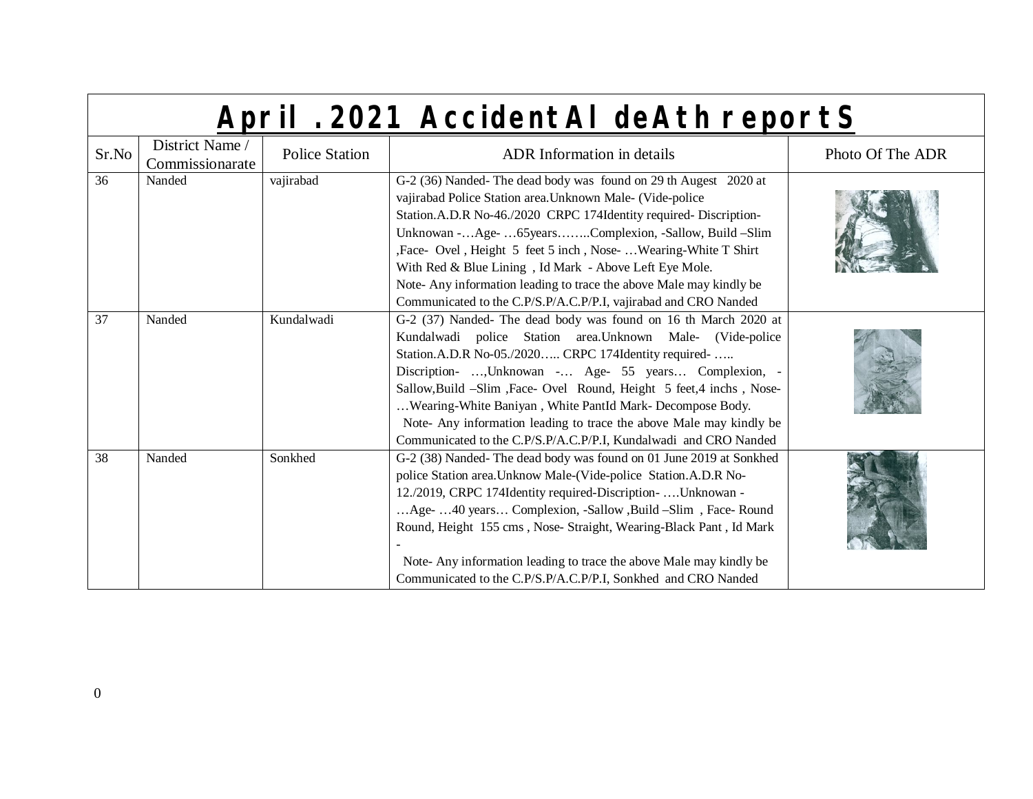# April .2021 AccidentAl deAth reportS

| Sr.No | District Name / Commissionarate | Police Station | ADR Information in details | Photo Of The ADR |
|---|---|---|---|---|
| 36 | Nanded | vajirabad | G-2 (36) Nanded- The dead body was found on 29 th Augest 2020 at vajirabad Police Station area.Unknown Male- (Vide-police Station.A.D.R No-46./2020 CRPC 174Identity required- Discription- Unknowan -…Age- …65years……..Complexion, -Sallow, Build –Slim ,Face- Ovel , Height 5 feet 5 inch , Nose- …Wearing-White T Shirt With Red & Blue Lining , Id Mark - Above Left Eye Mole. Note- Any information leading to trace the above Male may kindly be Communicated to the C.P/S.P/A.C.P/P.I, vajirabad and CRO Nanded | |
| 37 | Nanded | Kundalwadi | G-2 (37) Nanded- The dead body was found on 16 th March 2020 at Kundalwadi police Station area.Unknown Male- (Vide-police Station.A.D.R No-05./2020….. CRPC 174Identity required- ….. Discription- …,Unknowan -… Age- 55 years… Complexion, -Sallow,Build –Slim ,Face- Ovel Round, Height 5 feet,4 inchs , Nose- …Wearing-White Baniyan , White PantId Mark- Decompose Body. Note- Any information leading to trace the above Male may kindly be Communicated to the C.P/S.P/A.C.P/P.I, Kundalwadi and CRO Nanded | |
| 38 | Nanded | Sonkhed | G-2 (38) Nanded- The dead body was found on 01 June 2019 at Sonkhed police Station area.Unknow Male-(Vide-police Station.A.D.R No-12./2019, CRPC 174Identity required-Discription- ….Unknowan -…Age- …40 years… Complexion, -Sallow ,Build –Slim , Face- Round Round, Height 155 cms , Nose- Straight, Wearing-Black Pant , Id Mark - Note- Any information leading to trace the above Male may kindly be Communicated to the C.P/S.P/A.C.P/P.I, Sonkhed and CRO Nanded | |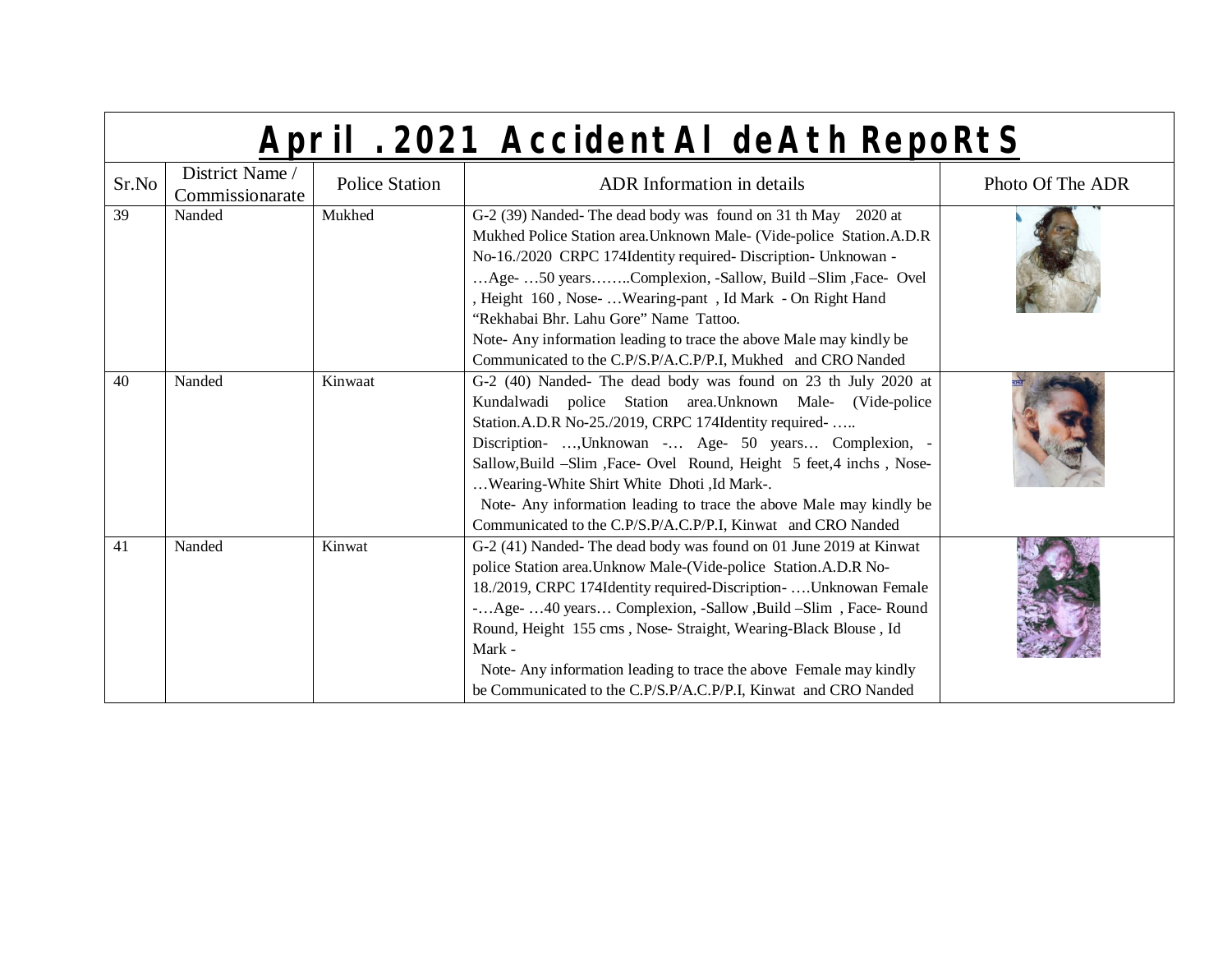# April .2021 AccidentAl deAth RepoRtS

| Sr.No | District Name / Commissionarate | Police Station | ADR Information in details | Photo Of The ADR |
|---|---|---|---|---|
| 39 | Nanded | Mukhed | G-2 (39) Nanded- The dead body was found on 31 th May 2020 at Mukhed Police Station area.Unknown Male- (Vide-police Station.A.D.R No-16./2020 CRPC 174Identity required- Discription- Unknowan -…Age- …50 years……..Complexion, -Sallow, Build –Slim ,Face- Ovel , Height 160 , Nose- …Wearing-pant , Id Mark - On Right Hand “Rekhabai Bhr. Lahu Gore” Name Tattoo.<br>Note- Any information leading to trace the above Male may kindly be Communicated to the C.P/S.P/A.C.P/P.I, Mukhed and CRO Nanded | |
| 40 | Nanded | Kinwaat | G-2 (40) Nanded- The dead body was found on 23 th July 2020 at Kundalwadi police Station area.Unknown Male- (Vide-police Station.A.D.R No-25./2019, CRPC 174Identity required- …..<br>Discription- …,Unknowan -… Age- 50 years… Complexion, -Sallow,Build –Slim ,Face- Ovel Round, Height 5 feet,4 inchs , Nose- …Wearing-White Shirt White Dhoti ,Id Mark-.<br>Note- Any information leading to trace the above Male may kindly be Communicated to the C.P/S.P/A.C.P/P.I, Kinwat and CRO Nanded | |
| 41 | Nanded | Kinwat | G-2 (41) Nanded- The dead body was found on 01 June 2019 at Kinwat police Station area.Unknow Male-(Vide-police Station.A.D.R No-18./2019, CRPC 174Identity required-Discription- ….Unknowan Female -…Age- …40 years… Complexion, -Sallow ,Build –Slim , Face- Round Round, Height 155 cms , Nose- Straight, Wearing-Black Blouse , Id Mark -<br>Note- Any information leading to trace the above Female may kindly be Communicated to the C.P/S.P/A.C.P/P.I, Kinwat and CRO Nanded | |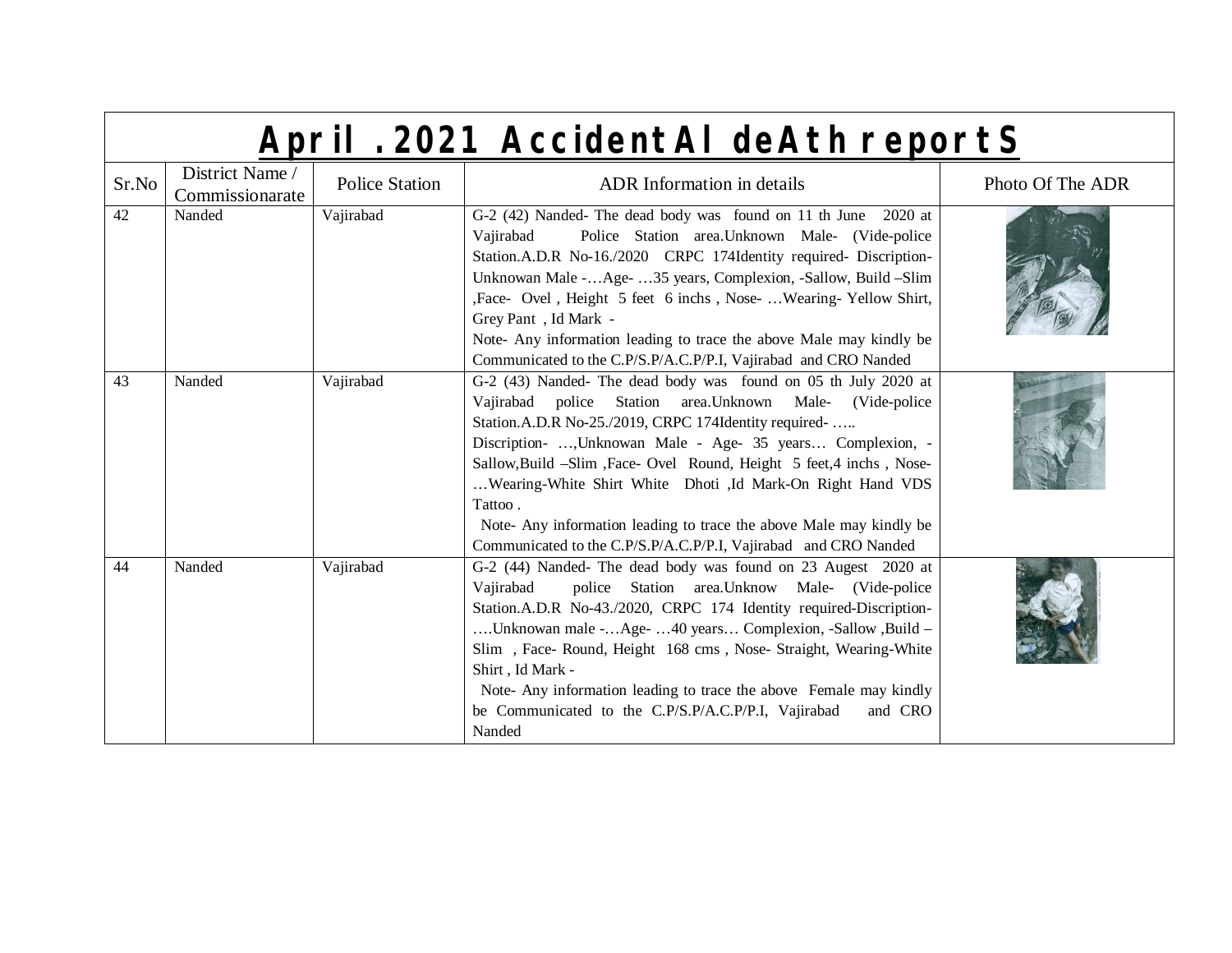# April .2021 AccidentAl deAth reportS

| Sr.No | District Name / Commissionarate | Police Station | ADR Information in details | Photo Of The ADR |
|---|---|---|---|---|
| 42 | Nanded | Vajirabad | G-2 (42) Nanded- The dead body was found on 11 th June 2020 at Vajirabad Police Station area.Unknown Male- (Vide-police Station.A.D.R No-16./2020 CRPC 174Identity required- Discription- Unknowan Male -…Age- …35 years, Complexion, -Sallow, Build –Slim ,Face- Ovel , Height 5 feet 6 inchs , Nose- …Wearing- Yellow Shirt, Grey Pant , Id Mark -<br>Note- Any information leading to trace the above Male may kindly be Communicated to the C.P/S.P/A.C.P/P.I, Vajirabad and CRO Nanded | |
| 43 | Nanded | Vajirabad | G-2 (43) Nanded- The dead body was found on 05 th July 2020 at Vajirabad police Station area.Unknown Male- (Vide-police Station.A.D.R No-25./2019, CRPC 174Identity required- …..<br>Discription- …,Unknowan Male - Age- 35 years… Complexion, -Sallow,Build –Slim ,Face- Ovel Round, Height 5 feet,4 inchs , Nose- …Wearing-White Shirt White Dhoti ,Id Mark-On Right Hand VDS Tattoo .<br>Note- Any information leading to trace the above Male may kindly be Communicated to the C.P/S.P/A.C.P/P.I, Vajirabad and CRO Nanded | |
| 44 | Nanded | Vajirabad | G-2 (44) Nanded- The dead body was found on 23 Augest 2020 at Vajirabad police Station area.Unknow Male- (Vide-police Station.A.D.R No-43./2020, CRPC 174 Identity required-Discription- ….Unknowan male -…Age- …40 years… Complexion, -Sallow ,Build –Slim , Face- Round, Height 168 cms , Nose- Straight, Wearing-White Shirt , Id Mark -<br>Note- Any information leading to trace the above Female may kindly be Communicated to the C.P/S.P/A.C.P/P.I, Vajirabad and CRO Nanded | |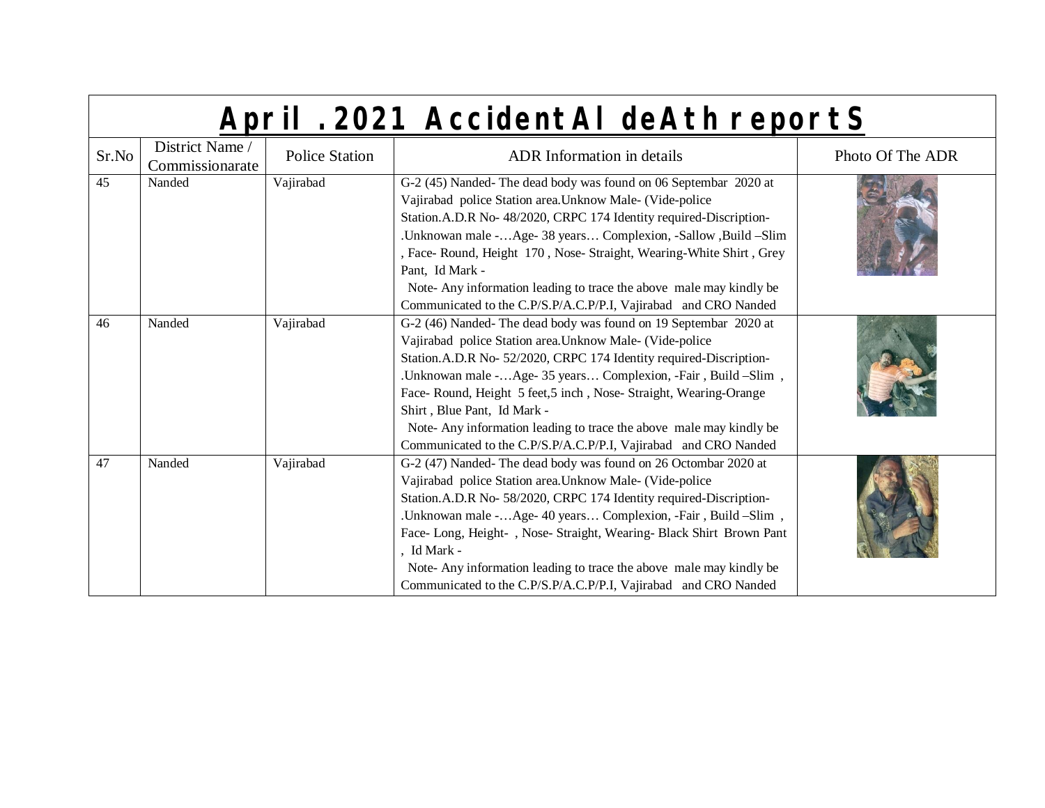# April .2021 AccidentAl deAth reportS

| Sr.No | District Name / Commissionarate | Police Station | ADR Information in details | Photo Of The ADR |
|---|---|---|---|---|
| 45 | Nanded | Vajirabad | G-2 (45) Nanded- The dead body was found on 06 Septembar 2020 at Vajirabad police Station area.Unknow Male- (Vide-police Station.A.D.R No- 48/2020, CRPC 174 Identity required-Discription- .Unknowan male -…Age- 38 years… Complexion, -Sallow ,Build –Slim , Face- Round, Height 170 , Nose- Straight, Wearing-White Shirt , Grey Pant, Id Mark - Note- Any information leading to trace the above male may kindly be Communicated to the C.P/S.P/A.C.P/P.I, Vajirabad and CRO Nanded | |
| 46 | Nanded | Vajirabad | G-2 (46) Nanded- The dead body was found on 19 Septembar 2020 at Vajirabad police Station area.Unknow Male- (Vide-police Station.A.D.R No- 52/2020, CRPC 174 Identity required-Discription- .Unknowan male -…Age- 35 years… Complexion, -Fair , Build –Slim , Face- Round, Height 5 feet,5 inch , Nose- Straight, Wearing-Orange Shirt , Blue Pant, Id Mark - Note- Any information leading to trace the above male may kindly be Communicated to the C.P/S.P/A.C.P/P.I, Vajirabad and CRO Nanded | |
| 47 | Nanded | Vajirabad | G-2 (47) Nanded- The dead body was found on 26 Octombar 2020 at Vajirabad police Station area.Unknow Male- (Vide-police Station.A.D.R No- 58/2020, CRPC 174 Identity required-Discription- .Unknowan male -…Age- 40 years… Complexion, -Fair , Build –Slim , Face- Long, Height- , Nose- Straight, Wearing- Black Shirt Brown Pant , Id Mark - Note- Any information leading to trace the above male may kindly be Communicated to the C.P/S.P/A.C.P/P.I, Vajirabad and CRO Nanded | |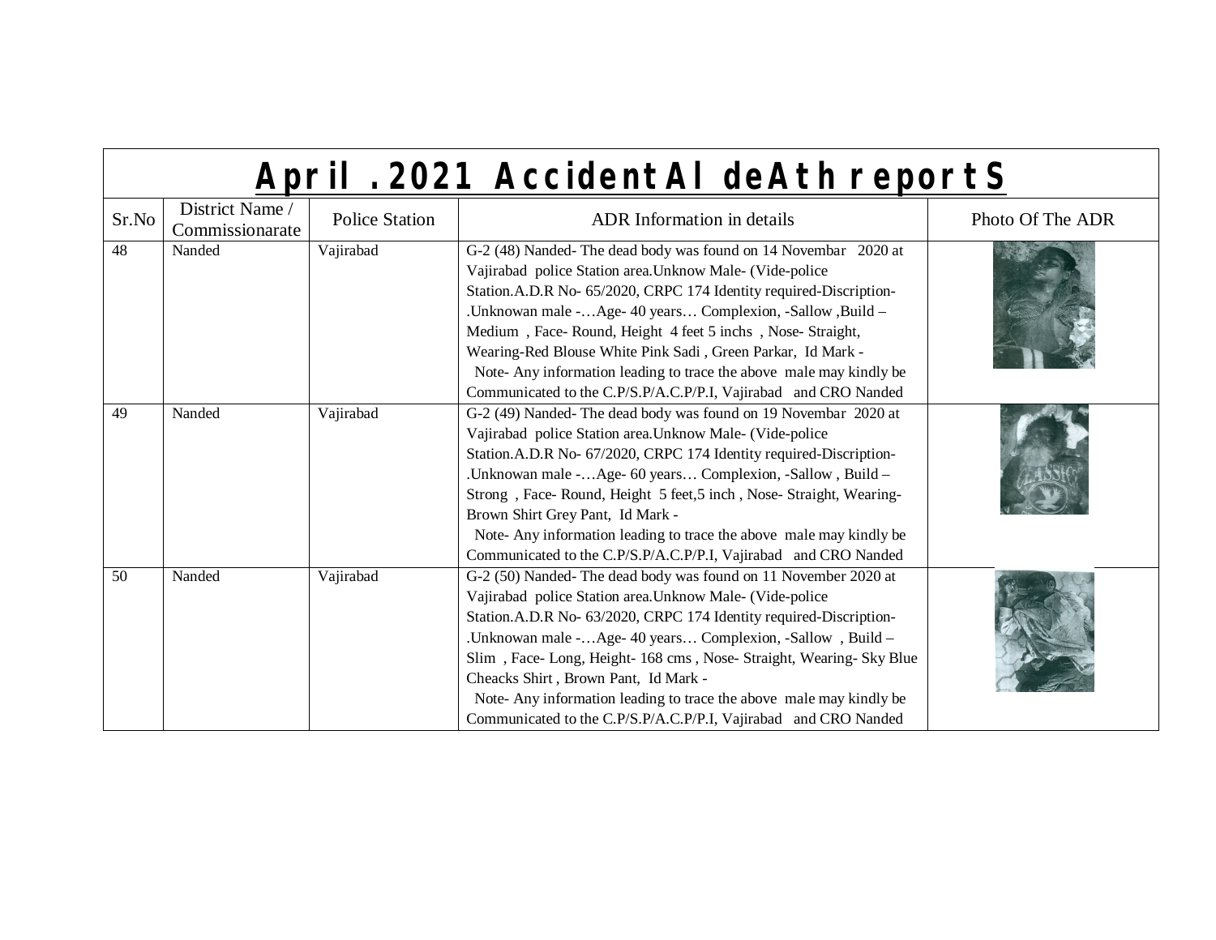# April .2021 AccidentAl deAth reportS

| Sr.No | District Name / Commissionarate | Police Station | ADR Information in details | Photo Of The ADR |
|---|---|---|---|---|
| 48 | Nanded | Vajirabad | G-2 (48) Nanded- The dead body was found on 14 Novembar 2020 at Vajirabad police Station area.Unknow Male- (Vide-police Station.A.D.R No- 65/2020, CRPC 174 Identity required-Discription- .Unknowan male -…Age- 40 years… Complexion, -Sallow ,Build – Medium , Face- Round, Height 4 feet 5 inchs , Nose- Straight, Wearing-Red Blouse White Pink Sadi , Green Parkar, Id Mark - Note- Any information leading to trace the above male may kindly be Communicated to the C.P/S.P/A.C.P/P.I, Vajirabad and CRO Nanded | |
| 49 | Nanded | Vajirabad | G-2 (49) Nanded- The dead body was found on 19 Novembar 2020 at Vajirabad police Station area.Unknow Male- (Vide-police Station.A.D.R No- 67/2020, CRPC 174 Identity required-Discription- .Unknowan male -…Age- 60 years… Complexion, -Sallow , Build – Strong , Face- Round, Height 5 feet,5 inch , Nose- Straight, Wearing- Brown Shirt Grey Pant, Id Mark - Note- Any information leading to trace the above male may kindly be Communicated to the C.P/S.P/A.C.P/P.I, Vajirabad and CRO Nanded | |
| 50 | Nanded | Vajirabad | G-2 (50) Nanded- The dead body was found on 11 November 2020 at Vajirabad police Station area.Unknow Male- (Vide-police Station.A.D.R No- 63/2020, CRPC 174 Identity required-Discription- .Unknowan male -…Age- 40 years… Complexion, -Sallow , Build – Slim , Face- Long, Height- 168 cms , Nose- Straight, Wearing- Sky Blue Cheacks Shirt , Brown Pant, Id Mark - Note- Any information leading to trace the above male may kindly be Communicated to the C.P/S.P/A.C.P/P.I, Vajirabad and CRO Nanded | |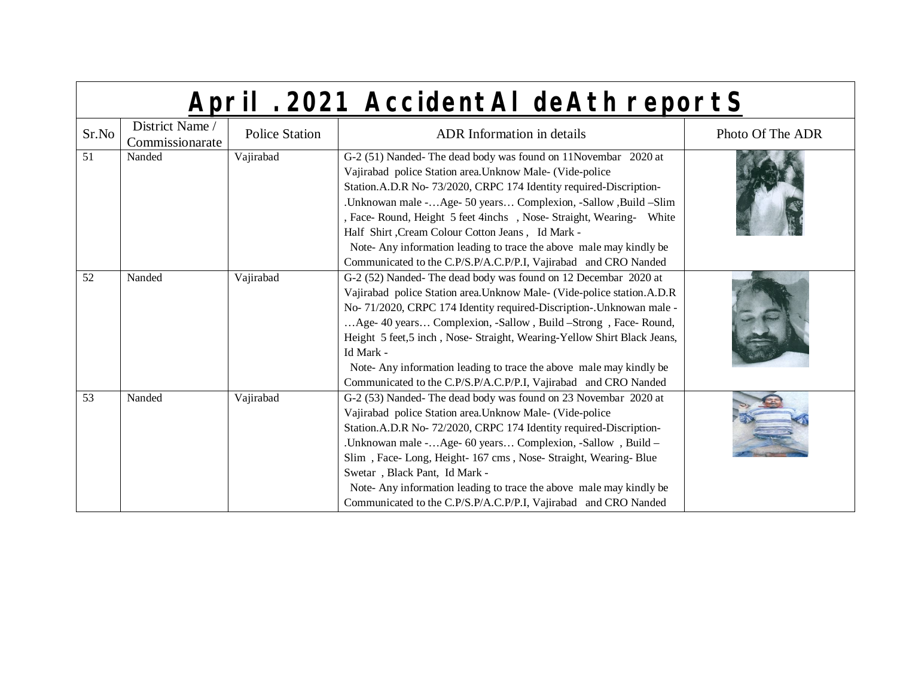# April .2021 AccidentAl deAth reportS

| Sr.No | District Name / Commissionarate | Police Station | ADR Information in details | Photo Of The ADR |
|---|---|---|---|---|
| 51 | Nanded | Vajirabad | G-2 (51) Nanded- The dead body was found on 11Novembar 2020 at Vajirabad police Station area.Unknow Male- (Vide-police Station.A.D.R No- 73/2020, CRPC 174 Identity required-Discription- .Unknowan male -…Age- 50 years… Complexion, -Sallow ,Build –Slim , Face- Round, Height 5 feet 4inchs , Nose- Straight, Wearing- White Half Shirt ,Cream Colour Cotton Jeans , Id Mark - Note- Any information leading to trace the above male may kindly be Communicated to the C.P/S.P/A.C.P/P.I, Vajirabad and CRO Nanded | |
| 52 | Nanded | Vajirabad | G-2 (52) Nanded- The dead body was found on 12 Decembar 2020 at Vajirabad police Station area.Unknow Male- (Vide-police station.A.D.R No- 71/2020, CRPC 174 Identity required-Discription-.Unknowan male -…Age- 40 years… Complexion, -Sallow , Build –Strong , Face- Round, Height 5 feet,5 inch , Nose- Straight, Wearing-Yellow Shirt Black Jeans, Id Mark - Note- Any information leading to trace the above male may kindly be Communicated to the C.P/S.P/A.C.P/P.I, Vajirabad and CRO Nanded | |
| 53 | Nanded | Vajirabad | G-2 (53) Nanded- The dead body was found on 23 Novembar 2020 at Vajirabad police Station area.Unknow Male- (Vide-police Station.A.D.R No- 72/2020, CRPC 174 Identity required-Discription- .Unknowan male -…Age- 60 years… Complexion, -Sallow , Build – Slim , Face- Long, Height- 167 cms , Nose- Straight, Wearing- Blue Swetar , Black Pant, Id Mark - Note- Any information leading to trace the above male may kindly be Communicated to the C.P/S.P/A.C.P/P.I, Vajirabad and CRO Nanded | |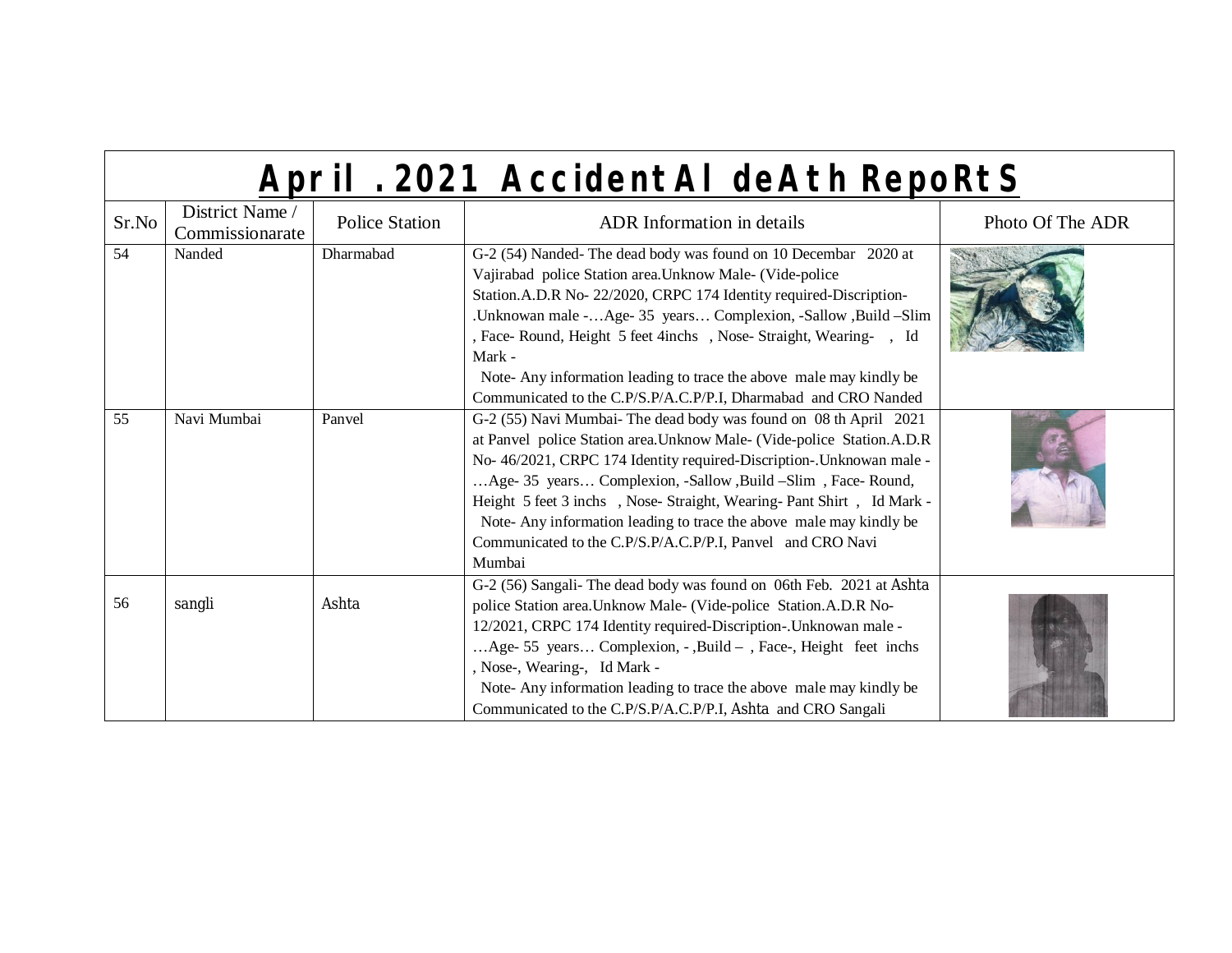| April .2021 AccidentAl deAth RepoRtS | | | | |
|---|---|---|---|---|
| Sr.No | District Name / Commissionarate | Police Station | ADR Information in details | Photo Of The ADR |
| 54 | Nanded | Dharmabad | G-2 (54) Nanded- The dead body was found on 10 Decembar 2020 at Vajirabad police Station area.Unknow Male- (Vide-police Station.A.D.R No- 22/2020, CRPC 174 Identity required-Discription-.Unknowan male -…Age- 35 years… Complexion, -Sallow ,Build –Slim , Face- Round, Height 5 feet 4inchs , Nose- Straight, Wearing- , Id Mark - Note- Any information leading to trace the above male may kindly be Communicated to the C.P/S.P/A.C.P/P.I, Dharmabad and CRO Nanded | |
| 55 | Navi Mumbai | Panvel | G-2 (55) Navi Mumbai- The dead body was found on 08 th April 2021 at Panvel police Station area.Unknow Male- (Vide-police Station.A.D.R No- 46/2021, CRPC 174 Identity required-Discription-.Unknowan male -…Age- 35 years… Complexion, -Sallow ,Build –Slim , Face- Round, Height 5 feet 3 inchs , Nose- Straight, Wearing- Pant Shirt , Id Mark - Note- Any information leading to trace the above male may kindly be Communicated to the C.P/S.P/A.C.P/P.I, Panvel and CRO Navi Mumbai | |
| 56 | sangli | Ashta | G-2 (56) Sangali- The dead body was found on 06th Feb. 2021 at Ashta police Station area.Unknow Male- (Vide-police Station.A.D.R No- 12/2021, CRPC 174 Identity required-Discription-.Unknowan male -…Age- 55 years… Complexion, - ,Build – , Face-, Height feet inchs , Nose-, Wearing-, Id Mark - Note- Any information leading to trace the above male may kindly be Communicated to the C.P/S.P/A.C.P/P.I, Ashta and CRO Sangali | |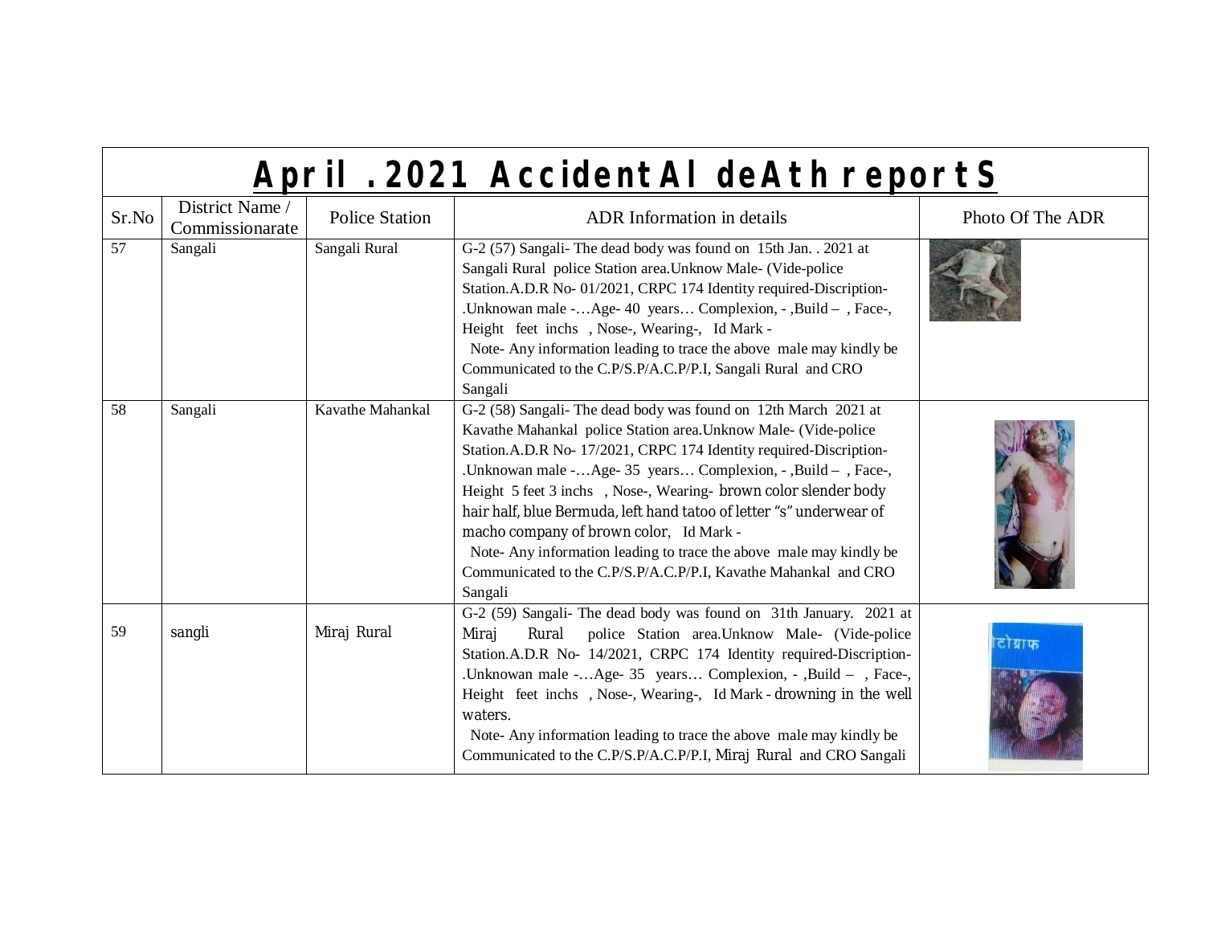# April .2021 AccidentAl deAth reportS

| Sr.No | District Name / Commissionarate | Police Station | ADR Information in details | Photo Of The ADR |
|---|---|---|---|---|
| 57 | Sangali | Sangali Rural | G-2 (57) Sangali- The dead body was found on 15th Jan. . 2021 at Sangali Rural police Station area.Unknow Male- (Vide-police Station.A.D.R No- 01/2021, CRPC 174 Identity required-Discription- .Unknowan male -…Age- 40 years… Complexion, - ,Build – , Face-, Height feet inchs , Nose-, Wearing-, Id Mark - Note- Any information leading to trace the above male may kindly be Communicated to the C.P/S.P/A.C.P/P.I, Sangali Rural and CRO Sangali | |
| 58 | Sangali | Kavathe Mahankal | G-2 (58) Sangali- The dead body was found on 12th March 2021 at Kavathe Mahankal police Station area.Unknow Male- (Vide-police Station.A.D.R No- 17/2021, CRPC 174 Identity required-Discription- .Unknowan male -…Age- 35 years… Complexion, - ,Build – , Face-, Height 5 feet 3 inchs , Nose-, Wearing- brown color slender body hair half, blue Bermuda, left hand tatoo of letter "s" underwear of macho company of brown color, Id Mark - Note- Any information leading to trace the above male may kindly be Communicated to the C.P/S.P/A.C.P/P.I, Kavathe Mahankal and CRO Sangali | |
| 59 | sangli | Miraj Rural | G-2 (59) Sangali- The dead body was found on 31th January. 2021 at Miraj Rural police Station area.Unknow Male- (Vide-police Station.A.D.R No- 14/2021, CRPC 174 Identity required-Discription- .Unknowan male -…Age- 35 years… Complexion, - ,Build – , Face-, Height feet inchs , Nose-, Wearing-, Id Mark - drowning in the well waters. Note- Any information leading to trace the above male may kindly be Communicated to the C.P/S.P/A.C.P/P.I, Miraj Rural and CRO Sangali | |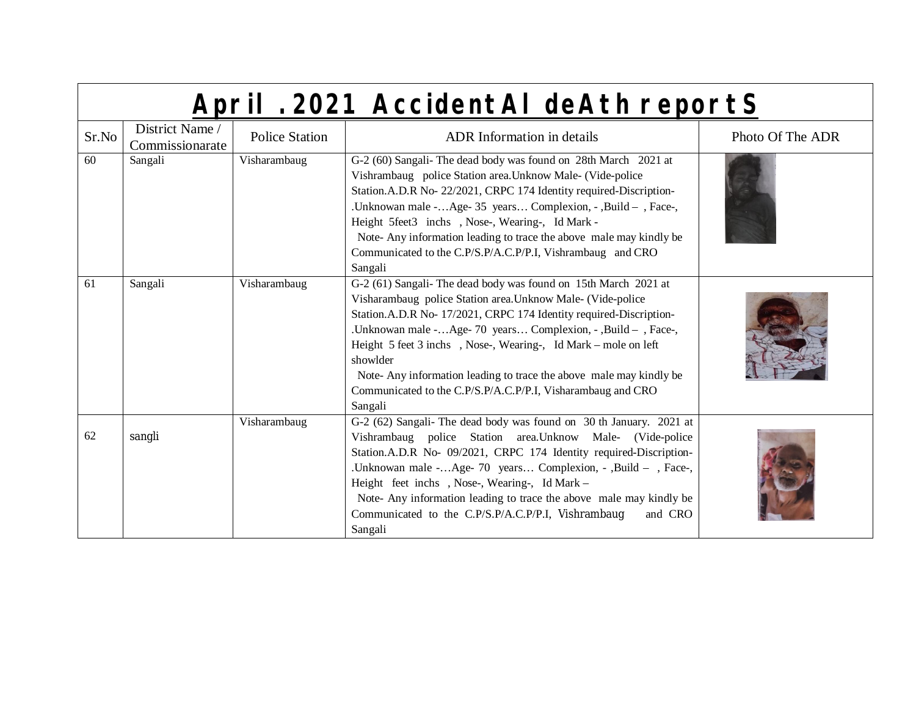# April .2021 AccidentAl deAth reportS

| Sr.No | District Name / Commissionarate | Police Station | ADR Information in details | Photo Of The ADR |
|---|---|---|---|---|
| 60 | Sangali | Visharambaug | G-2 (60) Sangali- The dead body was found on 28th March 2021 at Vishrambaug police Station area.Unknow Male- (Vide-police Station.A.D.R No- 22/2021, CRPC 174 Identity required-Discription- .Unknowan male -…Age- 35 years… Complexion, - ,Build – , Face-, Height 5feet3 inchs , Nose-, Wearing-, Id Mark - Note- Any information leading to trace the above male may kindly be Communicated to the C.P/S.P/A.C.P/P.I, Vishrambaug and CRO Sangali | |
| 61 | Sangali | Visharambaug | G-2 (61) Sangali- The dead body was found on 15th March 2021 at Visharambaug police Station area.Unknow Male- (Vide-police Station.A.D.R No- 17/2021, CRPC 174 Identity required-Discription- .Unknowan male -…Age- 70 years… Complexion, - ,Build – , Face-, Height 5 feet 3 inchs , Nose-, Wearing-, Id Mark – mole on left showlder Note- Any information leading to trace the above male may kindly be Communicated to the C.P/S.P/A.C.P/P.I, Visharambaug and CRO Sangali | |
| 62 | sangli | Visharambaug | G-2 (62) Sangali- The dead body was found on 30 th January. 2021 at Vishrambaug police Station area.Unknow Male- (Vide-police Station.A.D.R No- 09/2021, CRPC 174 Identity required-Discription- .Unknowan male -…Age- 70 years… Complexion, - ,Build – , Face-, Height feet inchs , Nose-, Wearing-, Id Mark – Note- Any information leading to trace the above male may kindly be Communicated to the C.P/S.P/A.C.P/P.I, Vishrambaug and CRO Sangali | |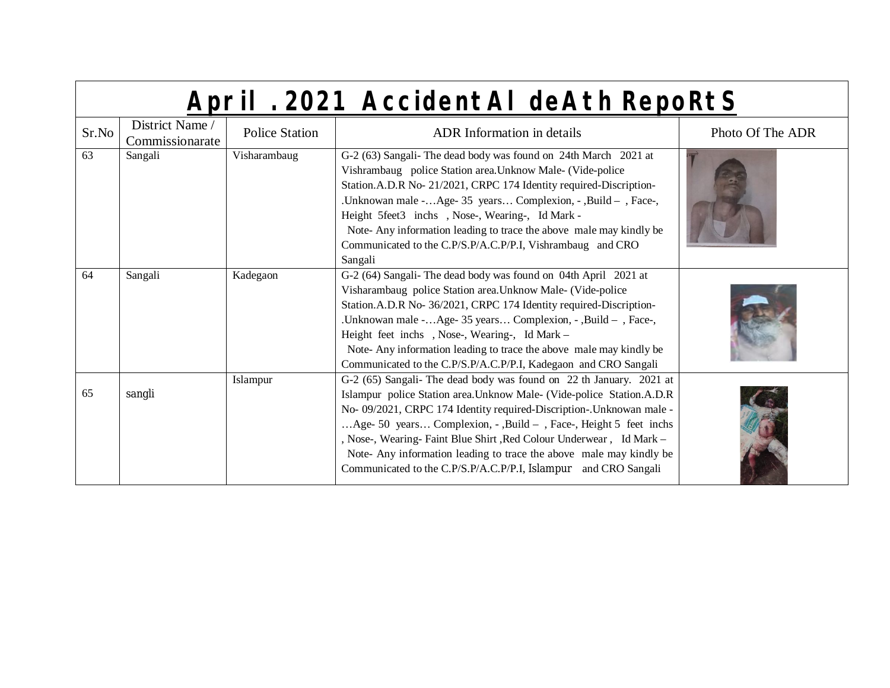# April .2021 AccidentAl deAth RepoRtS

| Sr.No | District Name / Commissionarate | Police Station | ADR Information in details | Photo Of The ADR |
|---|---|---|---|---|
| 63 | Sangali | Visharambaug | G-2 (63) Sangali- The dead body was found on 24th March 2021 at Vishrambaug police Station area.Unknow Male- (Vide-police Station.A.D.R No- 21/2021, CRPC 174 Identity required-Discription- .Unknowan male -…Age- 35 years… Complexion, - ,Build – , Face-, Height 5feet3 inchs , Nose-, Wearing-, Id Mark - Note- Any information leading to trace the above male may kindly be Communicated to the C.P/S.P/A.C.P/P.I, Vishrambaug and CRO Sangali | |
| 64 | Sangali | Kadegaon | G-2 (64) Sangali- The dead body was found on 04th April 2021 at Visharambaug police Station area.Unknow Male- (Vide-police Station.A.D.R No- 36/2021, CRPC 174 Identity required-Discription- .Unknowan male -…Age- 35 years… Complexion, - ,Build – , Face-, Height feet inchs , Nose-, Wearing-, Id Mark – Note- Any information leading to trace the above male may kindly be Communicated to the C.P/S.P/A.C.P/P.I, Kadegaon and CRO Sangali | |
| 65 | sangli | Islampur | G-2 (65) Sangali- The dead body was found on 22 th January. 2021 at Islampur police Station area.Unknow Male- (Vide-police Station.A.D.R No- 09/2021, CRPC 174 Identity required-Discription-.Unknowan male -…Age- 50 years… Complexion, - ,Build – , Face-, Height 5 feet inchs , Nose-, Wearing- Faint Blue Shirt ,Red Colour Underwear , Id Mark – Note- Any information leading to trace the above male may kindly be Communicated to the C.P/S.P/A.C.P/P.I, Islampur and CRO Sangali | |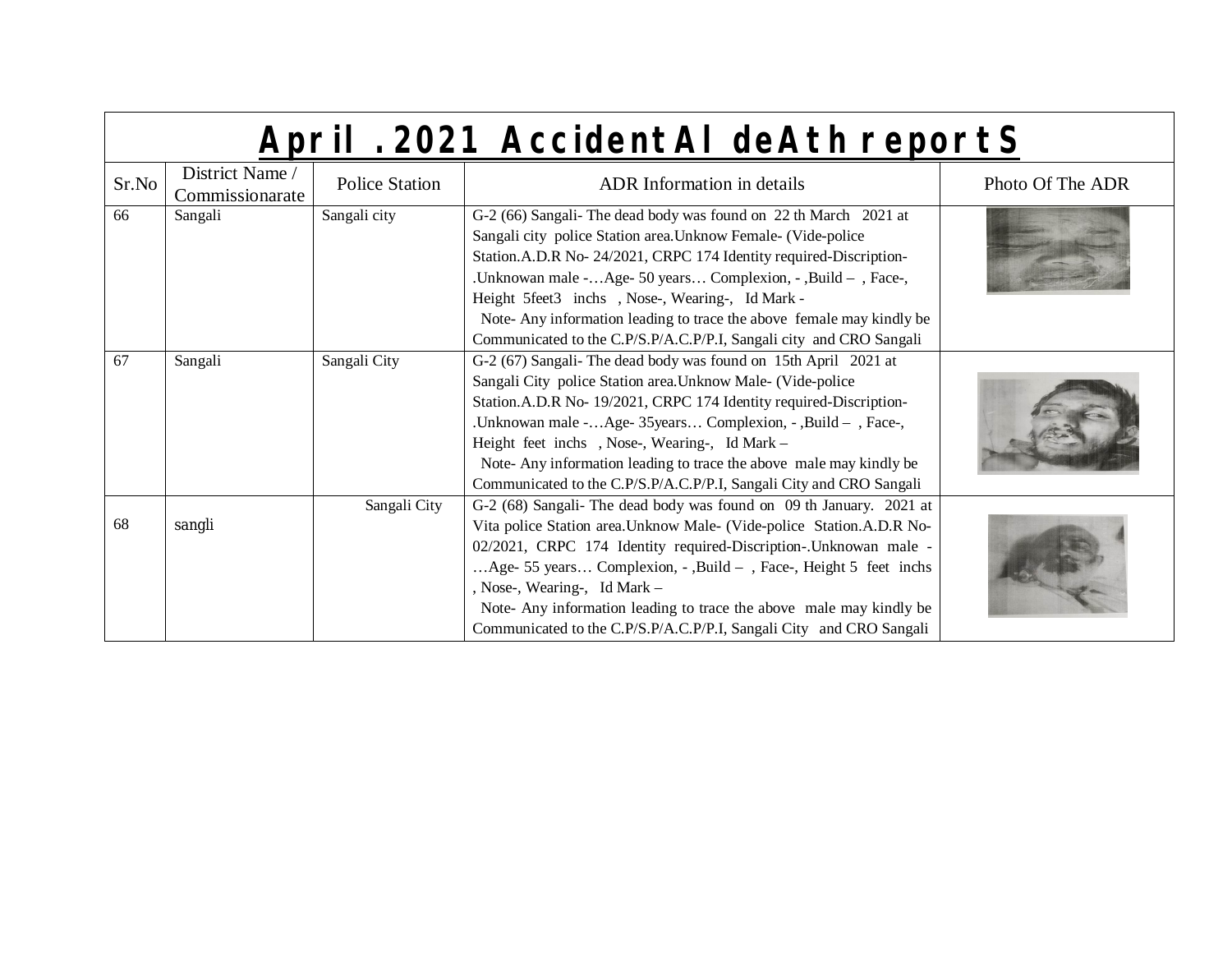# April .2021 AccidentAl deAth reportS

| Sr.No | District Name / Commissionarate | Police Station | ADR Information in details | Photo Of The ADR |
|---|---|---|---|---|
| 66 | Sangali | Sangali city | G-2 (66) Sangali- The dead body was found on 22 th March 2021 at Sangali city police Station area.Unknow Female- (Vide-police Station.A.D.R No- 24/2021, CRPC 174 Identity required-Discription- .Unknowan male -…Age- 50 years… Complexion, - ,Build – , Face-, Height 5feet3 inchs , Nose-, Wearing-, Id Mark - Note- Any information leading to trace the above female may kindly be Communicated to the C.P/S.P/A.C.P/P.I, Sangali city and CRO Sangali | |
| 67 | Sangali | Sangali City | G-2 (67) Sangali- The dead body was found on 15th April 2021 at Sangali City police Station area.Unknow Male- (Vide-police Station.A.D.R No- 19/2021, CRPC 174 Identity required-Discription- .Unknowan male -…Age- 35years… Complexion, - ,Build – , Face-, Height feet inchs , Nose-, Wearing-, Id Mark – Note- Any information leading to trace the above male may kindly be Communicated to the C.P/S.P/A.C.P/P.I, Sangali City and CRO Sangali | |
| 68 | sangli | Sangali City | G-2 (68) Sangali- The dead body was found on 09 th January. 2021 at Vita police Station area.Unknow Male- (Vide-police Station.A.D.R No- 02/2021, CRPC 174 Identity required-Discription-.Unknowan male -…Age- 55 years… Complexion, - ,Build – , Face-, Height 5 feet inchs , Nose-, Wearing-, Id Mark – Note- Any information leading to trace the above male may kindly be Communicated to the C.P/S.P/A.C.P/P.I, Sangali City and CRO Sangali | |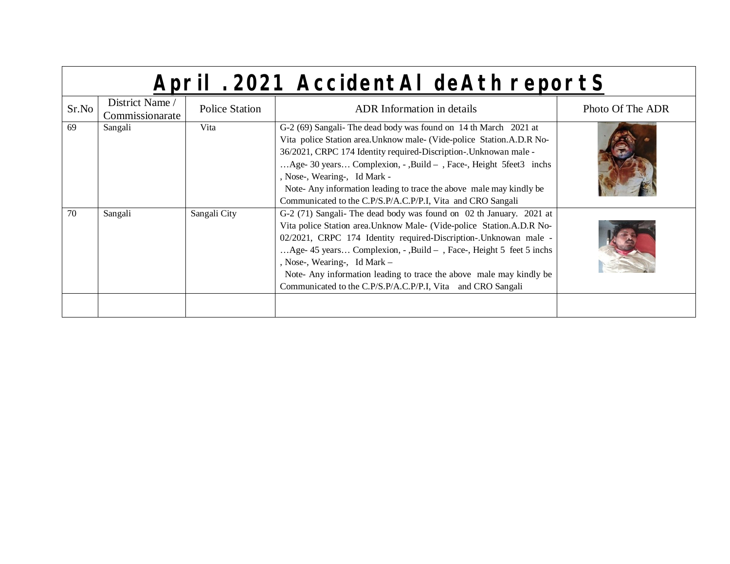| April .2021 AccidentAl deAth reportS | | | | |
|---|---|---|---|---|
| Sr.No | District Name / Commissionarate | Police Station | ADR Information in details | Photo Of The ADR |
| 69 | Sangali | Vita | G-2 (69) Sangali- The dead body was found on 14 th March 2021 at Vita police Station area.Unknow male- (Vide-police Station.A.D.R No-36/2021, CRPC 174 Identity required-Discription-.Unknowan male - …Age- 30 years… Complexion, - ,Build – , Face-, Height 5feet3 inchs , Nose-, Wearing-, Id Mark - Note- Any information leading to trace the above male may kindly be Communicated to the C.P/S.P/A.C.P/P.I, Vita and CRO Sangali | |
| 70 | Sangali | Sangali City | G-2 (71) Sangali- The dead body was found on 02 th January. 2021 at Vita police Station area.Unknow Male- (Vide-police Station.A.D.R No-02/2021, CRPC 174 Identity required-Discription-.Unknowan male - …Age- 45 years… Complexion, - ,Build – , Face-, Height 5 feet 5 inchs , Nose-, Wearing-, Id Mark – Note- Any information leading to trace the above male may kindly be Communicated to the C.P/S.P/A.C.P/P.I, Vita and CRO Sangali | |
| | | | | |